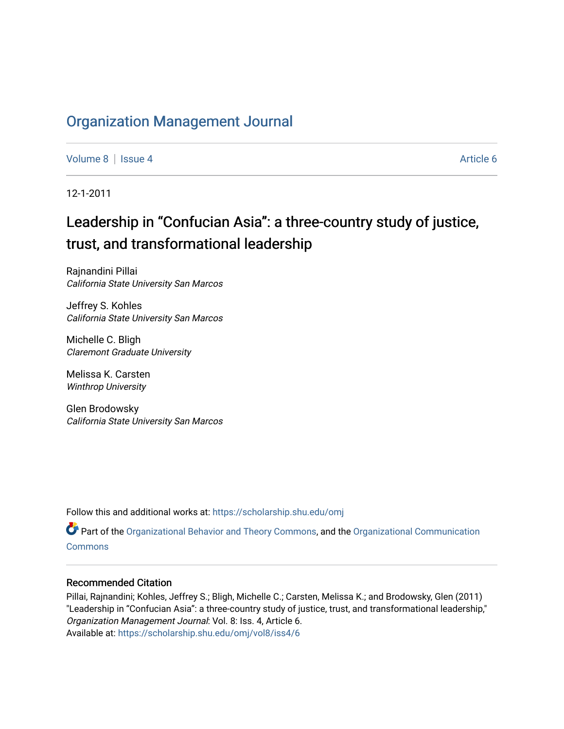# Organization Management Journal

Volume 8 | Issue 4 Article 6

12-1-2011

## Leadership in "Confucian Asia": a three-country study of justice, trust, and transformational leadership

Rajnandini Pillai
*California State University San Marcos*

Jeffrey S. Kohles
*California State University San Marcos*

Michelle C. Bligh
*Claremont Graduate University*

Melissa K. Carsten
*Winthrop University*

Glen Brodowsky
*California State University San Marcos*

Follow this and additional works at: https://scholarship.shu.edu/omj

Part of the Organizational Behavior and Theory Commons, and the Organizational Communication Commons

### Recommended Citation

Pillai, Rajnandini; Kohles, Jeffrey S.; Bligh, Michelle C.; Carsten, Melissa K.; and Brodowsky, Glen (2011) "Leadership in "Confucian Asia": a three-country study of justice, trust, and transformational leadership," *Organization Management Journal*: Vol. 8: Iss. 4, Article 6.
Available at: https://scholarship.shu.edu/omj/vol8/iss4/6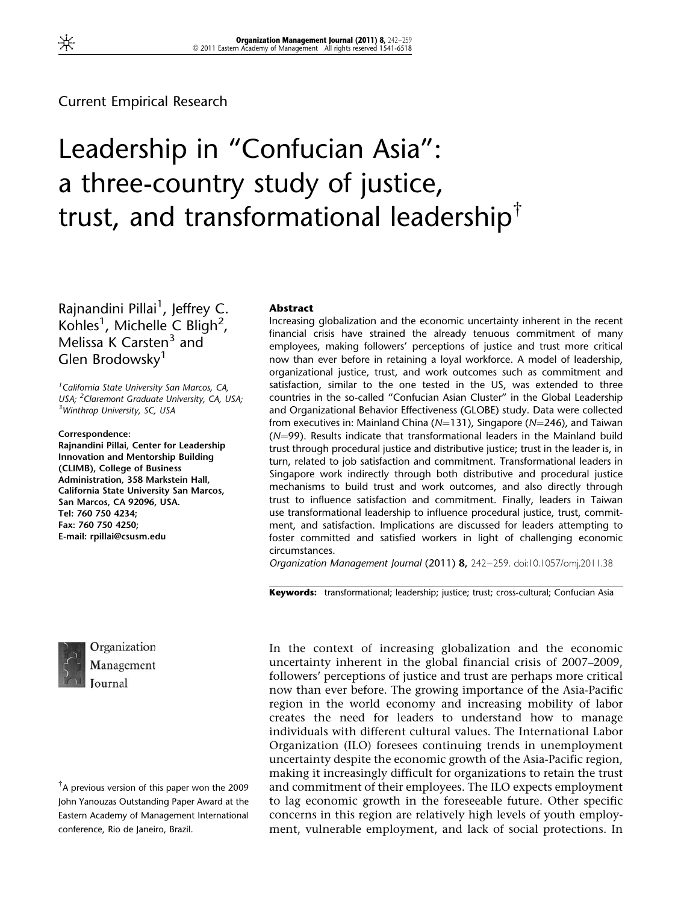Current Empirical Research

# Leadership in "Confucian Asia": a three-country study of justice, trust, and transformational leadership[†]

Rajnandini Pillai[1], Jeffrey C. Kohles[1], Michelle C Bligh[2], Melissa K Carsten[3] and Glen Brodowsky[1]

[1]California State University San Marcos, CA, USA; [2]Claremont Graduate University, CA, USA; [3]Winthrop University, SC, USA

**Correspondence:**
**Rajnandini Pillai, Center for Leadership Innovation and Mentorship Building (CLIMB), College of Business Administration, 358 Markstein Hall, California State University San Marcos, San Marcos, CA 92096, USA.**
**Tel: 760 750 4234;**
**Fax: 760 750 4250;**
**E-mail: rpillai@csusm.edu**

### Abstract

Increasing globalization and the economic uncertainty inherent in the recent financial crisis have strained the already tenuous commitment of many employees, making followers' perceptions of justice and trust more critical now than ever before in retaining a loyal workforce. A model of leadership, organizational justice, trust, and work outcomes such as commitment and satisfaction, similar to the one tested in the US, was extended to three countries in the so-called "Confucian Asian Cluster" in the Global Leadership and Organizational Behavior Effectiveness (GLOBE) study. Data were collected from executives in: Mainland China ($N$=131), Singapore ($N$=246), and Taiwan ($N$=99). Results indicate that transformational leaders in the Mainland build trust through procedural justice and distributive justice; trust in the leader is, in turn, related to job satisfaction and commitment. Transformational leaders in Singapore work indirectly through both distributive and procedural justice mechanisms to build trust and work outcomes, and also directly through trust to influence satisfaction and commitment. Finally, leaders in Taiwan use transformational leadership to influence procedural justice, trust, commitment, and satisfaction. Implications are discussed for leaders attempting to foster committed and satisfied workers in light of challenging economic circumstances.

*Organization Management Journal* (2011) **8,** 242–259. doi:10.1057/omj.2011.38

**Keywords:** transformational; leadership; justice; trust; cross-cultural; Confucian Asia

[†]A previous version of this paper won the 2009 John Yanouzas Outstanding Paper Award at the Eastern Academy of Management International conference, Rio de Janeiro, Brazil.

In the context of increasing globalization and the economic uncertainty inherent in the global financial crisis of 2007–2009, followers' perceptions of justice and trust are perhaps more critical now than ever before. The growing importance of the Asia-Pacific region in the world economy and increasing mobility of labor creates the need for leaders to understand how to manage individuals with different cultural values. The International Labor Organization (ILO) foresees continuing trends in unemployment uncertainty despite the economic growth of the Asia-Pacific region, making it increasingly difficult for organizations to retain the trust and commitment of their employees. The ILO expects employment to lag economic growth in the foreseeable future. Other specific concerns in this region are relatively high levels of youth employment, vulnerable employment, and lack of social protections. In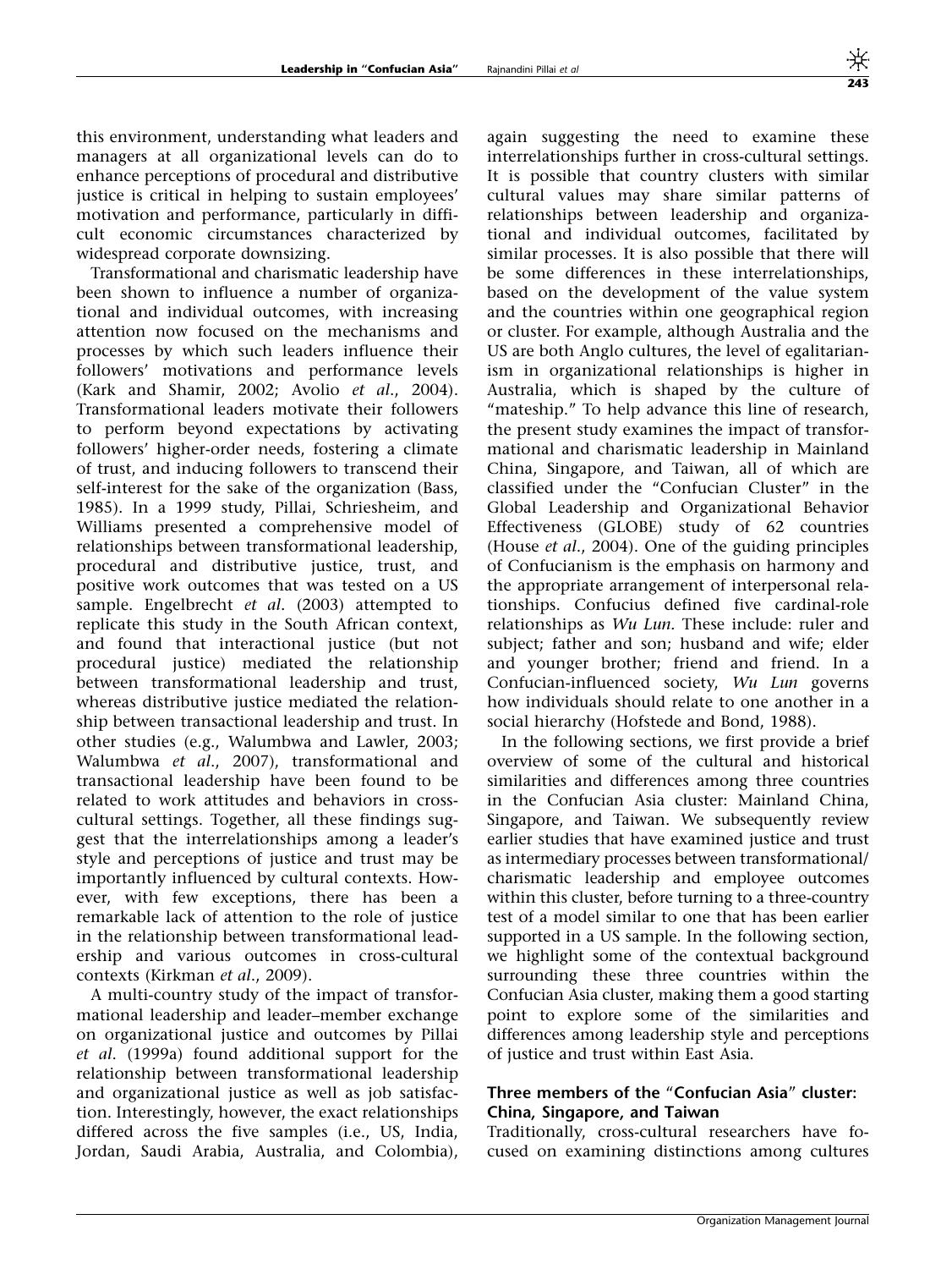this environment, understanding what leaders and managers at all organizational levels can do to enhance perceptions of procedural and distributive justice is critical in helping to sustain employees' motivation and performance, particularly in difficult economic circumstances characterized by widespread corporate downsizing.

Transformational and charismatic leadership have been shown to influence a number of organizational and individual outcomes, with increasing attention now focused on the mechanisms and processes by which such leaders influence their followers' motivations and performance levels (Kark and Shamir, 2002; Avolio *et al*., 2004). Transformational leaders motivate their followers to perform beyond expectations by activating followers' higher-order needs, fostering a climate of trust, and inducing followers to transcend their self-interest for the sake of the organization (Bass, 1985). In a 1999 study, Pillai, Schriesheim, and Williams presented a comprehensive model of relationships between transformational leadership, procedural and distributive justice, trust, and positive work outcomes that was tested on a US sample. Engelbrecht *et al*. (2003) attempted to replicate this study in the South African context, and found that interactional justice (but not procedural justice) mediated the relationship between transformational leadership and trust, whereas distributive justice mediated the relationship between transactional leadership and trust. In other studies (e.g., Walumbwa and Lawler, 2003; Walumbwa *et al*., 2007), transformational and transactional leadership have been found to be related to work attitudes and behaviors in cross-cultural settings. Together, all these findings suggest that the interrelationships among a leader's style and perceptions of justice and trust may be importantly influenced by cultural contexts. However, with few exceptions, there has been a remarkable lack of attention to the role of justice in the relationship between transformational leadership and various outcomes in cross-cultural contexts (Kirkman *et al*., 2009).

A multi-country study of the impact of transformational leadership and leader–member exchange on organizational justice and outcomes by Pillai *et al*. (1999a) found additional support for the relationship between transformational leadership and organizational justice as well as job satisfaction. Interestingly, however, the exact relationships differed across the five samples (i.e., US, India, Jordan, Saudi Arabia, Australia, and Colombia), again suggesting the need to examine these interrelationships further in cross-cultural settings. It is possible that country clusters with similar cultural values may share similar patterns of relationships between leadership and organizational and individual outcomes, facilitated by similar processes. It is also possible that there will be some differences in these interrelationships, based on the development of the value system and the countries within one geographical region or cluster. For example, although Australia and the US are both Anglo cultures, the level of egalitarianism in organizational relationships is higher in Australia, which is shaped by the culture of "mateship." To help advance this line of research, the present study examines the impact of transformational and charismatic leadership in Mainland China, Singapore, and Taiwan, all of which are classified under the "Confucian Cluster" in the Global Leadership and Organizational Behavior Effectiveness (GLOBE) study of 62 countries (House *et al*., 2004). One of the guiding principles of Confucianism is the emphasis on harmony and the appropriate arrangement of interpersonal relationships. Confucius defined five cardinal-role relationships as *Wu Lun*. These include: ruler and subject; father and son; husband and wife; elder and younger brother; friend and friend. In a Confucian-influenced society, *Wu Lun* governs how individuals should relate to one another in a social hierarchy (Hofstede and Bond, 1988).

In the following sections, we first provide a brief overview of some of the cultural and historical similarities and differences among three countries in the Confucian Asia cluster: Mainland China, Singapore, and Taiwan. We subsequently review earlier studies that have examined justice and trust as intermediary processes between transformational/charismatic leadership and employee outcomes within this cluster, before turning to a three-country test of a model similar to one that has been earlier supported in a US sample. In the following section, we highlight some of the contextual background surrounding these three countries within the Confucian Asia cluster, making them a good starting point to explore some of the similarities and differences among leadership style and perceptions of justice and trust within East Asia.

### Three members of the "Confucian Asia" cluster: China, Singapore, and Taiwan

Traditionally, cross-cultural researchers have focused on examining distinctions among cultures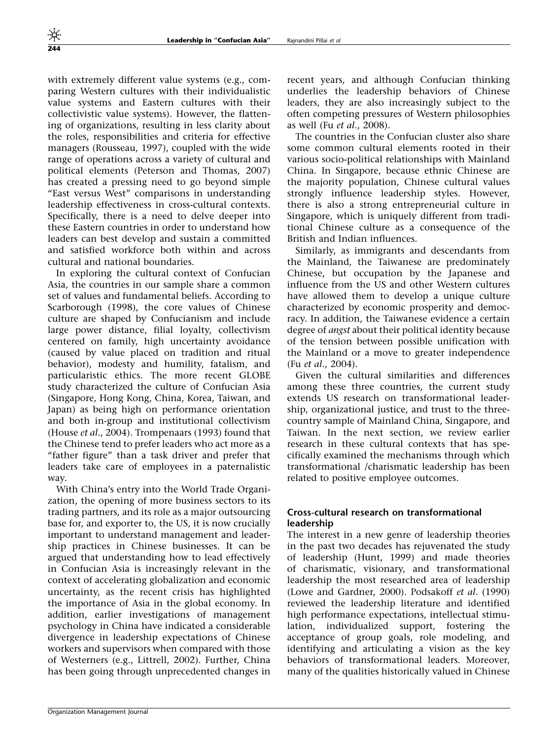with extremely different value systems (e.g., comparing Western cultures with their individualistic value systems and Eastern cultures with their collectivistic value systems). However, the flattening of organizations, resulting in less clarity about the roles, responsibilities and criteria for effective managers (Rousseau, 1997), coupled with the wide range of operations across a variety of cultural and political elements (Peterson and Thomas, 2007) has created a pressing need to go beyond simple "East versus West" comparisons in understanding leadership effectiveness in cross-cultural contexts. Specifically, there is a need to delve deeper into these Eastern countries in order to understand how leaders can best develop and sustain a committed and satisfied workforce both within and across cultural and national boundaries.

In exploring the cultural context of Confucian Asia, the countries in our sample share a common set of values and fundamental beliefs. According to Scarborough (1998), the core values of Chinese culture are shaped by Confucianism and include large power distance, filial loyalty, collectivism centered on family, high uncertainty avoidance (caused by value placed on tradition and ritual behavior), modesty and humility, fatalism, and particularistic ethics. The more recent GLOBE study characterized the culture of Confucian Asia (Singapore, Hong Kong, China, Korea, Taiwan, and Japan) as being high on performance orientation and both in-group and institutional collectivism (House *et al.*, 2004). Trompenaars (1993) found that the Chinese tend to prefer leaders who act more as a "father figure" than a task driver and prefer that leaders take care of employees in a paternalistic way.

With China's entry into the World Trade Organization, the opening of more business sectors to its trading partners, and its role as a major outsourcing base for, and exporter to, the US, it is now crucially important to understand management and leadership practices in Chinese businesses. It can be argued that understanding how to lead effectively in Confucian Asia is increasingly relevant in the context of accelerating globalization and economic uncertainty, as the recent crisis has highlighted the importance of Asia in the global economy. In addition, earlier investigations of management psychology in China have indicated a considerable divergence in leadership expectations of Chinese workers and supervisors when compared with those of Westerners (e.g., Littrell, 2002). Further, China has been going through unprecedented changes in recent years, and although Confucian thinking underlies the leadership behaviors of Chinese leaders, they are also increasingly subject to the often competing pressures of Western philosophies as well (Fu *et al.*, 2008).

The countries in the Confucian cluster also share some common cultural elements rooted in their various socio-political relationships with Mainland China. In Singapore, because ethnic Chinese are the majority population, Chinese cultural values strongly influence leadership styles. However, there is also a strong entrepreneurial culture in Singapore, which is uniquely different from traditional Chinese culture as a consequence of the British and Indian influences.

Similarly, as immigrants and descendants from the Mainland, the Taiwanese are predominately Chinese, but occupation by the Japanese and influence from the US and other Western cultures have allowed them to develop a unique culture characterized by economic prosperity and democracy. In addition, the Taiwanese evidence a certain degree of *angst* about their political identity because of the tension between possible unification with the Mainland or a move to greater independence (Fu *et al.*, 2004).

Given the cultural similarities and differences among these three countries, the current study extends US research on transformational leadership, organizational justice, and trust to the three-country sample of Mainland China, Singapore, and Taiwan. In the next section, we review earlier research in these cultural contexts that has specifically examined the mechanisms through which transformational /charismatic leadership has been related to positive employee outcomes.

### Cross-cultural research on transformational leadership

The interest in a new genre of leadership theories in the past two decades has rejuvenated the study of leadership (Hunt, 1999) and made theories of charismatic, visionary, and transformational leadership the most researched area of leadership (Lowe and Gardner, 2000). Podsakoff *et al.* (1990) reviewed the leadership literature and identified high performance expectations, intellectual stimulation, individualized support, fostering the acceptance of group goals, role modeling, and identifying and articulating a vision as the key behaviors of transformational leaders. Moreover, many of the qualities historically valued in Chinese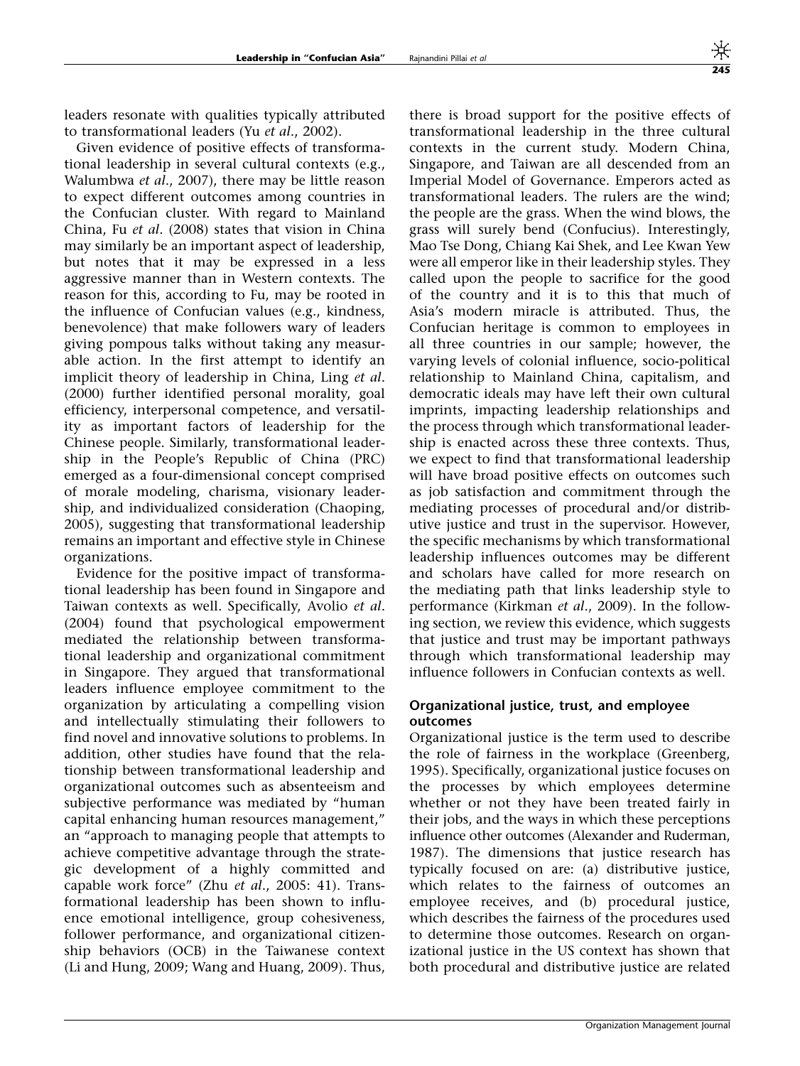leaders resonate with qualities typically attributed to transformational leaders (Yu *et al*., 2002).

Given evidence of positive effects of transformational leadership in several cultural contexts (e.g., Walumbwa *et al*., 2007), there may be little reason to expect different outcomes among countries in the Confucian cluster. With regard to Mainland China, Fu *et al*. (2008) states that vision in China may similarly be an important aspect of leadership, but notes that it may be expressed in a less aggressive manner than in Western contexts. The reason for this, according to Fu, may be rooted in the influence of Confucian values (e.g., kindness, benevolence) that make followers wary of leaders giving pompous talks without taking any measurable action. In the first attempt to identify an implicit theory of leadership in China, Ling *et al*. (2000) further identified personal morality, goal efficiency, interpersonal competence, and versatility as important factors of leadership for the Chinese people. Similarly, transformational leadership in the People's Republic of China (PRC) emerged as a four-dimensional concept comprised of morale modeling, charisma, visionary leadership, and individualized consideration (Chaoping, 2005), suggesting that transformational leadership remains an important and effective style in Chinese organizations.

Evidence for the positive impact of transformational leadership has been found in Singapore and Taiwan contexts as well. Specifically, Avolio *et al*. (2004) found that psychological empowerment mediated the relationship between transformational leadership and organizational commitment in Singapore. They argued that transformational leaders influence employee commitment to the organization by articulating a compelling vision and intellectually stimulating their followers to find novel and innovative solutions to problems. In addition, other studies have found that the relationship between transformational leadership and organizational outcomes such as absenteeism and subjective performance was mediated by "human capital enhancing human resources management," an "approach to managing people that attempts to achieve competitive advantage through the strategic development of a highly committed and capable work force" (Zhu *et al*., 2005: 41). Transformational leadership has been shown to influence emotional intelligence, group cohesiveness, follower performance, and organizational citizenship behaviors (OCB) in the Taiwanese context (Li and Hung, 2009; Wang and Huang, 2009). Thus, there is broad support for the positive effects of transformational leadership in the three cultural contexts in the current study. Modern China, Singapore, and Taiwan are all descended from an Imperial Model of Governance. Emperors acted as transformational leaders. The rulers are the wind; the people are the grass. When the wind blows, the grass will surely bend (Confucius). Interestingly, Mao Tse Dong, Chiang Kai Shek, and Lee Kwan Yew were all emperor like in their leadership styles. They called upon the people to sacrifice for the good of the country and it is to this that much of Asia's modern miracle is attributed. Thus, the Confucian heritage is common to employees in all three countries in our sample; however, the varying levels of colonial influence, socio-political relationship to Mainland China, capitalism, and democratic ideals may have left their own cultural imprints, impacting leadership relationships and the process through which transformational leadership is enacted across these three contexts. Thus, we expect to find that transformational leadership will have broad positive effects on outcomes such as job satisfaction and commitment through the mediating processes of procedural and/or distributive justice and trust in the supervisor. However, the specific mechanisms by which transformational leadership influences outcomes may be different and scholars have called for more research on the mediating path that links leadership style to performance (Kirkman *et al*., 2009). In the following section, we review this evidence, which suggests that justice and trust may be important pathways through which transformational leadership may influence followers in Confucian contexts as well.

### Organizational justice, trust, and employee outcomes

Organizational justice is the term used to describe the role of fairness in the workplace (Greenberg, 1995). Specifically, organizational justice focuses on the processes by which employees determine whether or not they have been treated fairly in their jobs, and the ways in which these perceptions influence other outcomes (Alexander and Ruderman, 1987). The dimensions that justice research has typically focused on are: (a) distributive justice, which relates to the fairness of outcomes an employee receives, and (b) procedural justice, which describes the fairness of the procedures used to determine those outcomes. Research on organizational justice in the US context has shown that both procedural and distributive justice are related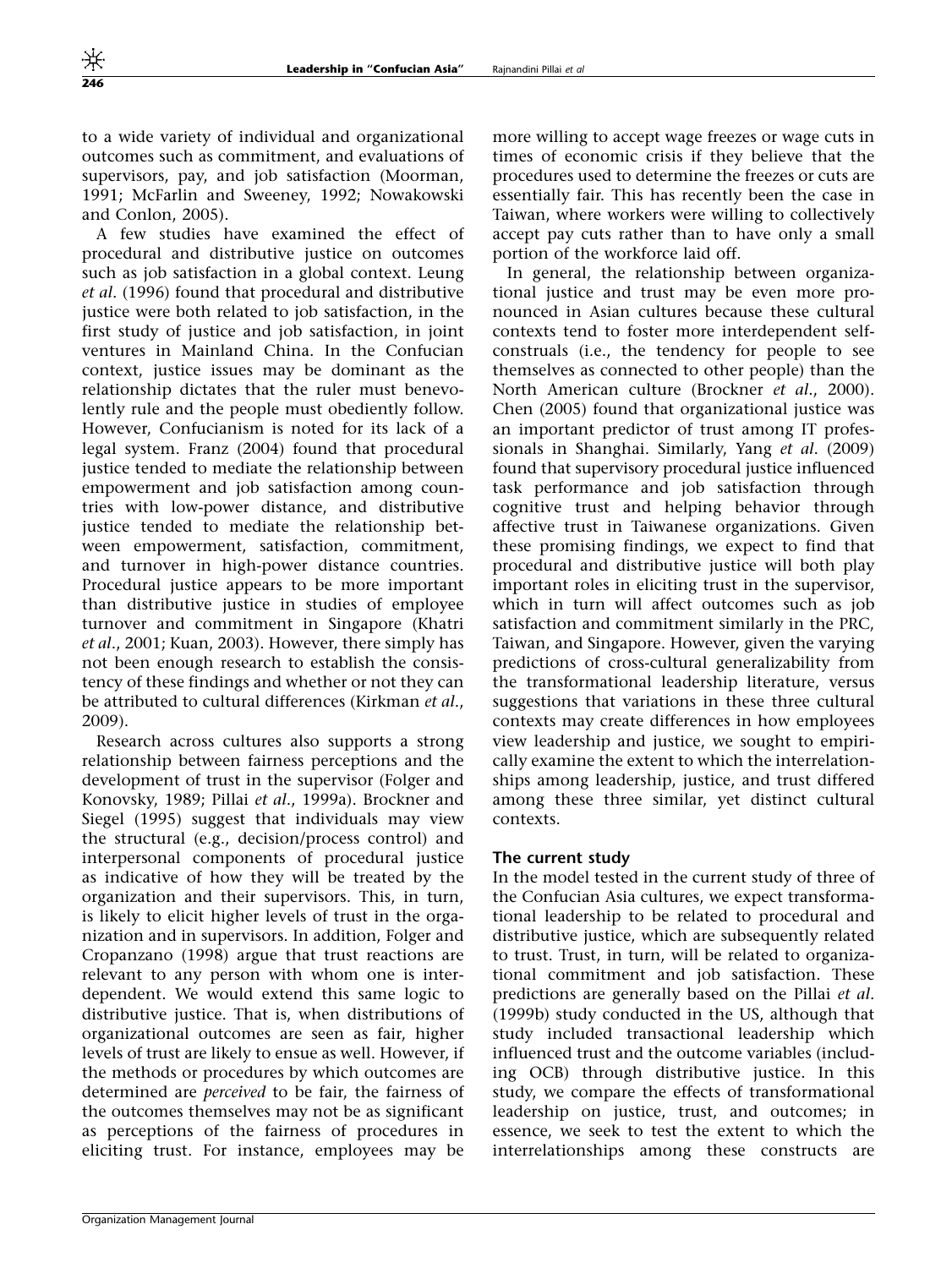to a wide variety of individual and organizational outcomes such as commitment, and evaluations of supervisors, pay, and job satisfaction (Moorman, 1991; McFarlin and Sweeney, 1992; Nowakowski and Conlon, 2005).

A few studies have examined the effect of procedural and distributive justice on outcomes such as job satisfaction in a global context. Leung *et al*. (1996) found that procedural and distributive justice were both related to job satisfaction, in the first study of justice and job satisfaction, in joint ventures in Mainland China. In the Confucian context, justice issues may be dominant as the relationship dictates that the ruler must benevolently rule and the people must obediently follow. However, Confucianism is noted for its lack of a legal system. Franz (2004) found that procedural justice tended to mediate the relationship between empowerment and job satisfaction among countries with low-power distance, and distributive justice tended to mediate the relationship between empowerment, satisfaction, commitment, and turnover in high-power distance countries. Procedural justice appears to be more important than distributive justice in studies of employee turnover and commitment in Singapore (Khatri *et al*., 2001; Kuan, 2003). However, there simply has not been enough research to establish the consistency of these findings and whether or not they can be attributed to cultural differences (Kirkman *et al*., 2009).

Research across cultures also supports a strong relationship between fairness perceptions and the development of trust in the supervisor (Folger and Konovsky, 1989; Pillai *et al*., 1999a). Brockner and Siegel (1995) suggest that individuals may view the structural (e.g., decision/process control) and interpersonal components of procedural justice as indicative of how they will be treated by the organization and their supervisors. This, in turn, is likely to elicit higher levels of trust in the organization and in supervisors. In addition, Folger and Cropanzano (1998) argue that trust reactions are relevant to any person with whom one is interdependent. We would extend this same logic to distributive justice. That is, when distributions of organizational outcomes are seen as fair, higher levels of trust are likely to ensue as well. However, if the methods or procedures by which outcomes are determined are *perceived* to be fair, the fairness of the outcomes themselves may not be as significant as perceptions of the fairness of procedures in eliciting trust. For instance, employees may be more willing to accept wage freezes or wage cuts in times of economic crisis if they believe that the procedures used to determine the freezes or cuts are essentially fair. This has recently been the case in Taiwan, where workers were willing to collectively accept pay cuts rather than to have only a small portion of the workforce laid off.

In general, the relationship between organizational justice and trust may be even more pronounced in Asian cultures because these cultural contexts tend to foster more interdependent self-construals (i.e., the tendency for people to see themselves as connected to other people) than the North American culture (Brockner *et al*., 2000). Chen (2005) found that organizational justice was an important predictor of trust among IT professionals in Shanghai. Similarly, Yang *et al*. (2009) found that supervisory procedural justice influenced task performance and job satisfaction through cognitive trust and helping behavior through affective trust in Taiwanese organizations. Given these promising findings, we expect to find that procedural and distributive justice will both play important roles in eliciting trust in the supervisor, which in turn will affect outcomes such as job satisfaction and commitment similarly in the PRC, Taiwan, and Singapore. However, given the varying predictions of cross-cultural generalizability from the transformational leadership literature, versus suggestions that variations in these three cultural contexts may create differences in how employees view leadership and justice, we sought to empirically examine the extent to which the interrelationships among leadership, justice, and trust differed among these three similar, yet distinct cultural contexts.

### The current study

In the model tested in the current study of three of the Confucian Asia cultures, we expect transformational leadership to be related to procedural and distributive justice, which are subsequently related to trust. Trust, in turn, will be related to organizational commitment and job satisfaction. These predictions are generally based on the Pillai *et al*. (1999b) study conducted in the US, although that study included transactional leadership which influenced trust and the outcome variables (including OCB) through distributive justice. In this study, we compare the effects of transformational leadership on justice, trust, and outcomes; in essence, we seek to test the extent to which the interrelationships among these constructs are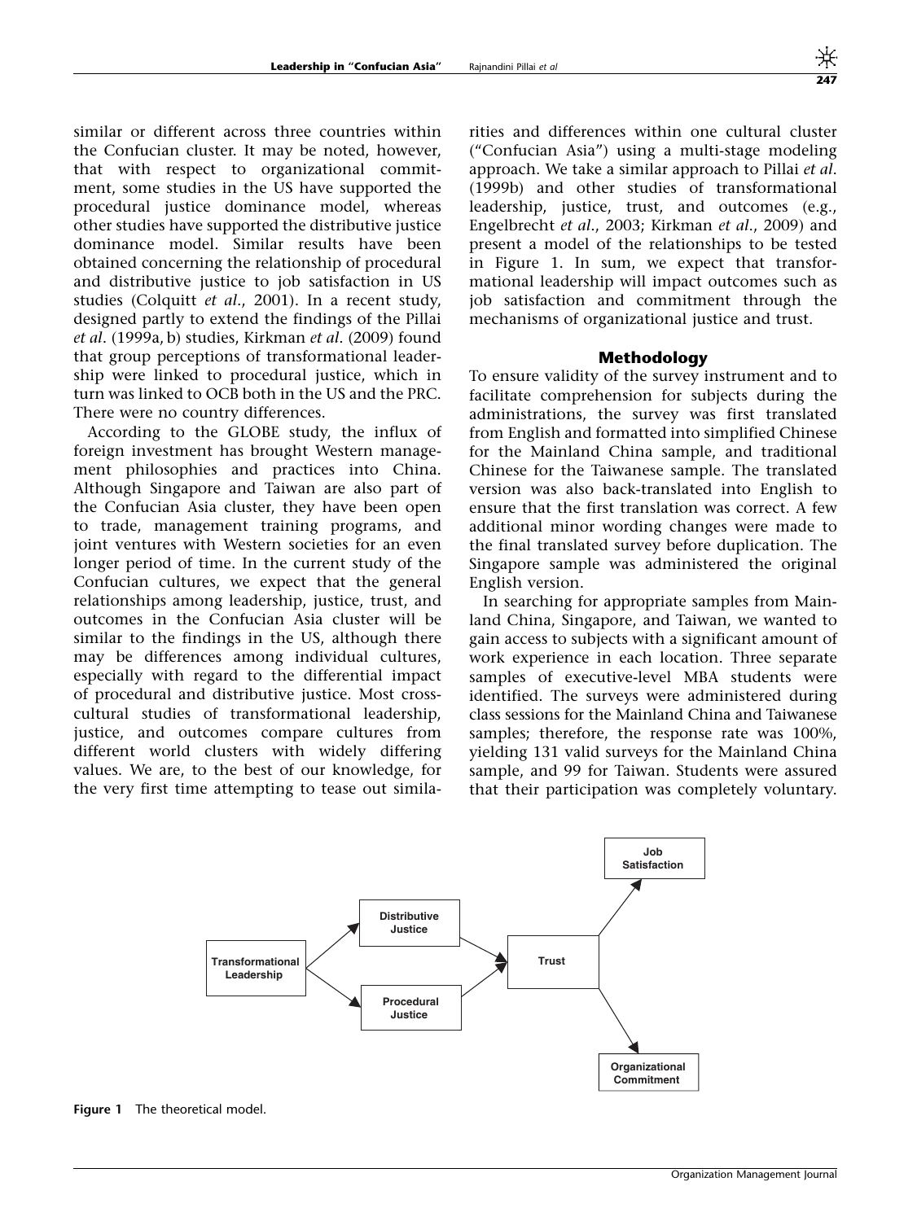similar or different across three countries within the Confucian cluster. It may be noted, however, that with respect to organizational commitment, some studies in the US have supported the procedural justice dominance model, whereas other studies have supported the distributive justice dominance model. Similar results have been obtained concerning the relationship of procedural and distributive justice to job satisfaction in US studies (Colquitt *et al*., 2001). In a recent study, designed partly to extend the findings of the Pillai *et al*. (1999a, b) studies, Kirkman *et al*. (2009) found that group perceptions of transformational leadership were linked to procedural justice, which in turn was linked to OCB both in the US and the PRC. There were no country differences.

According to the GLOBE study, the influx of foreign investment has brought Western management philosophies and practices into China. Although Singapore and Taiwan are also part of the Confucian Asia cluster, they have been open to trade, management training programs, and joint ventures with Western societies for an even longer period of time. In the current study of the Confucian cultures, we expect that the general relationships among leadership, justice, trust, and outcomes in the Confucian Asia cluster will be similar to the findings in the US, although there may be differences among individual cultures, especially with regard to the differential impact of procedural and distributive justice. Most cross-cultural studies of transformational leadership, justice, and outcomes compare cultures from different world clusters with widely differing values. We are, to the best of our knowledge, for the very first time attempting to tease out similarities and differences within one cultural cluster ("Confucian Asia") using a multi-stage modeling approach. We take a similar approach to Pillai *et al*. (1999b) and other studies of transformational leadership, justice, trust, and outcomes (e.g., Engelbrecht *et al*., 2003; Kirkman *et al*., 2009) and present a model of the relationships to be tested in Figure 1. In sum, we expect that transformational leadership will impact outcomes such as job satisfaction and commitment through the mechanisms of organizational justice and trust.

## Methodology

To ensure validity of the survey instrument and to facilitate comprehension for subjects during the administrations, the survey was first translated from English and formatted into simplified Chinese for the Mainland China sample, and traditional Chinese for the Taiwanese sample. The translated version was also back-translated into English to ensure that the first translation was correct. A few additional minor wording changes were made to the final translated survey before duplication. The Singapore sample was administered the original English version.

In searching for appropriate samples from Mainland China, Singapore, and Taiwan, we wanted to gain access to subjects with a significant amount of work experience in each location. Three separate samples of executive-level MBA students were identified. The surveys were administered during class sessions for the Mainland China and Taiwanese samples; therefore, the response rate was 100%, yielding 131 valid surveys for the Mainland China sample, and 99 for Taiwan. Students were assured that their participation was completely voluntary.

Transformational Leadership → Distributive Justice; Transformational Leadership → Procedural Justice; Distributive Justice → Trust; Procedural Justice → Trust; Trust → Job Satisfaction; Trust → Organizational Commitment

**Figure 1** The theoretical model.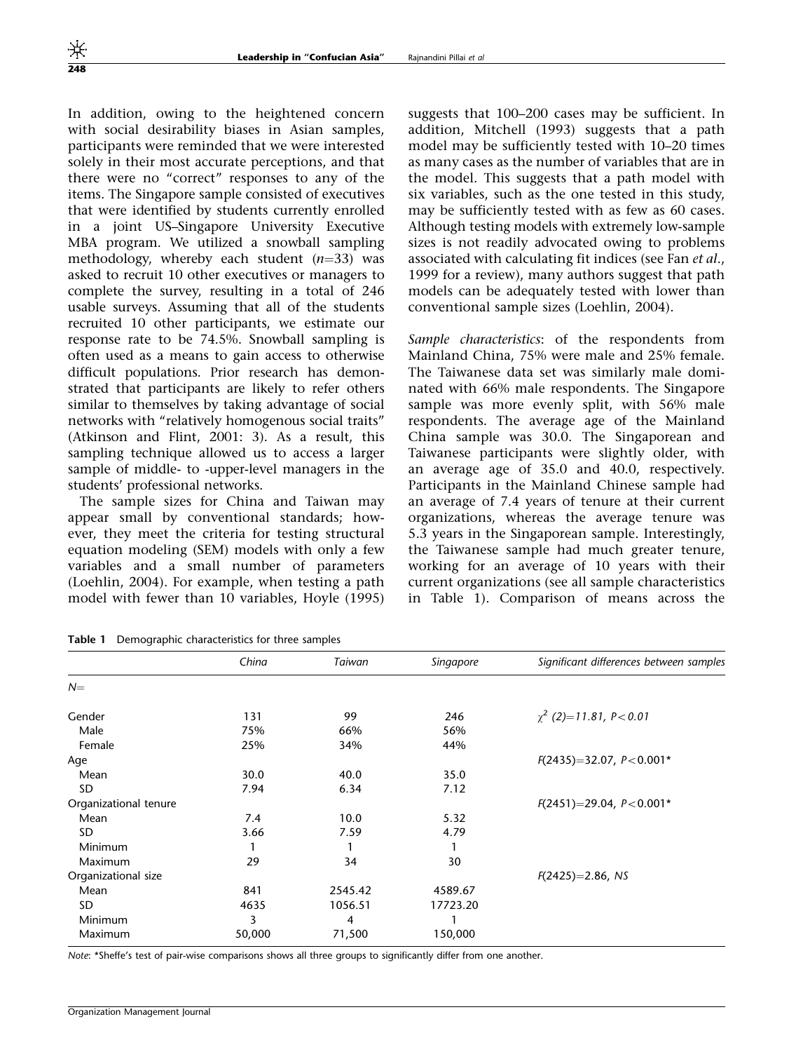In addition, owing to the heightened concern with social desirability biases in Asian samples, participants were reminded that we were interested solely in their most accurate perceptions, and that there were no "correct" responses to any of the items. The Singapore sample consisted of executives that were identified by students currently enrolled in a joint US–Singapore University Executive MBA program. We utilized a snowball sampling methodology, whereby each student ($n$=33) was asked to recruit 10 other executives or managers to complete the survey, resulting in a total of 246 usable surveys. Assuming that all of the students recruited 10 other participants, we estimate our response rate to be 74.5%. Snowball sampling is often used as a means to gain access to otherwise difficult populations. Prior research has demonstrated that participants are likely to refer others similar to themselves by taking advantage of social networks with "relatively homogenous social traits" (Atkinson and Flint, 2001: 3). As a result, this sampling technique allowed us to access a larger sample of middle- to -upper-level managers in the students' professional networks.

The sample sizes for China and Taiwan may appear small by conventional standards; however, they meet the criteria for testing structural equation modeling (SEM) models with only a few variables and a small number of parameters (Loehlin, 2004). For example, when testing a path model with fewer than 10 variables, Hoyle (1995) suggests that 100–200 cases may be sufficient. In addition, Mitchell (1993) suggests that a path model may be sufficiently tested with 10–20 times as many cases as the number of variables that are in the model. This suggests that a path model with six variables, such as the one tested in this study, may be sufficiently tested with as few as 60 cases. Although testing models with extremely low-sample sizes is not readily advocated owing to problems associated with calculating fit indices (see Fan *et al.*, 1999 for a review), many authors suggest that path models can be adequately tested with lower than conventional sample sizes (Loehlin, 2004).

*Sample characteristics*: of the respondents from Mainland China, 75% were male and 25% female. The Taiwanese data set was similarly male dominated with 66% male respondents. The Singapore sample was more evenly split, with 56% male respondents. The average age of the Mainland China sample was 30.0. The Singaporean and Taiwanese participants were slightly older, with an average age of 35.0 and 40.0, respectively. Participants in the Mainland Chinese sample had an average of 7.4 years of tenure at their current organizations, whereas the average tenure was 5.3 years in the Singaporean sample. Interestingly, the Taiwanese sample had much greater tenure, working for an average of 10 years with their current organizations (see all sample characteristics in Table 1). Comparison of means across the

**Table 1** Demographic characteristics for three samples

| | *China* | *Taiwan* | *Singapore* | *Significant differences between samples* |
|---|---|---|---|---|
| $N$= | | | | |
| Gender | 131 | 99 | 246 | $\chi^2$ (2)=11.81, $P<0.01$ |
| Male | 75% | 66% | 56% | |
| Female | 25% | 34% | 44% | |
| Age | | | | $F$(2435)=32.07, $P<0.001$* |
| Mean | 30.0 | 40.0 | 35.0 | |
| SD | 7.94 | 6.34 | 7.12 | |
| Organizational tenure | | | | $F$(2451)=29.04, $P<0.001$* |
| Mean | 7.4 | 10.0 | 5.32 | |
| SD | 3.66 | 7.59 | 4.79 | |
| Minimum | 1 | 1 | 1 | |
| Maximum | 29 | 34 | 30 | |
| Organizational size | | | | $F$(2425)=2.86, *NS* |
| Mean | 841 | 2545.42 | 4589.67 | |
| SD | 4635 | 1056.51 | 17723.20 | |
| Minimum | 3 | 4 | 1 | |
| Maximum | 50,000 | 71,500 | 150,000 | |

*Note*: *Sheffe's test of pair-wise comparisons shows all three groups to significantly differ from one another.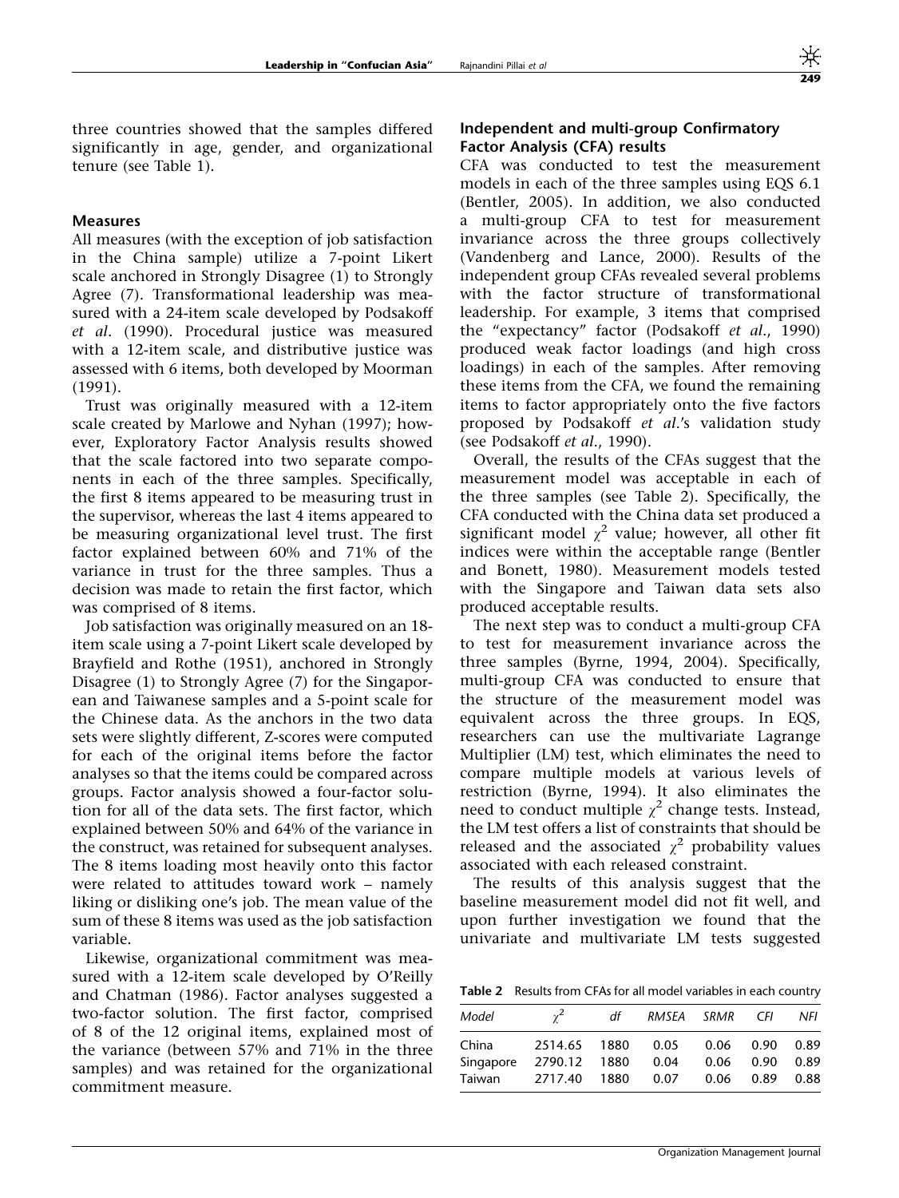three countries showed that the samples differed significantly in age, gender, and organizational tenure (see Table 1).

### Measures

All measures (with the exception of job satisfaction in the China sample) utilize a 7-point Likert scale anchored in Strongly Disagree (1) to Strongly Agree (7). Transformational leadership was measured with a 24-item scale developed by Podsakoff *et al*. (1990). Procedural justice was measured with a 12-item scale, and distributive justice was assessed with 6 items, both developed by Moorman (1991).

Trust was originally measured with a 12-item scale created by Marlowe and Nyhan (1997); however, Exploratory Factor Analysis results showed that the scale factored into two separate components in each of the three samples. Specifically, the first 8 items appeared to be measuring trust in the supervisor, whereas the last 4 items appeared to be measuring organizational level trust. The first factor explained between 60% and 71% of the variance in trust for the three samples. Thus a decision was made to retain the first factor, which was comprised of 8 items.

Job satisfaction was originally measured on an 18-item scale using a 7-point Likert scale developed by Brayfield and Rothe (1951), anchored in Strongly Disagree (1) to Strongly Agree (7) for the Singaporean and Taiwanese samples and a 5-point scale for the Chinese data. As the anchors in the two data sets were slightly different, Z-scores were computed for each of the original items before the factor analyses so that the items could be compared across groups. Factor analysis showed a four-factor solution for all of the data sets. The first factor, which explained between 50% and 64% of the variance in the construct, was retained for subsequent analyses. The 8 items loading most heavily onto this factor were related to attitudes toward work – namely liking or disliking one's job. The mean value of the sum of these 8 items was used as the job satisfaction variable.

Likewise, organizational commitment was measured with a 12-item scale developed by O'Reilly and Chatman (1986). Factor analyses suggested a two-factor solution. The first factor, comprised of 8 of the 12 original items, explained most of the variance (between 57% and 71% in the three samples) and was retained for the organizational commitment measure.

### Independent and multi-group Confirmatory Factor Analysis (CFA) results

CFA was conducted to test the measurement models in each of the three samples using EQS 6.1 (Bentler, 2005). In addition, we also conducted a multi-group CFA to test for measurement invariance across the three groups collectively (Vandenberg and Lance, 2000). Results of the independent group CFAs revealed several problems with the factor structure of transformational leadership. For example, 3 items that comprised the "expectancy" factor (Podsakoff *et al*., 1990) produced weak factor loadings (and high cross loadings) in each of the samples. After removing these items from the CFA, we found the remaining items to factor appropriately onto the five factors proposed by Podsakoff *et al*.'s validation study (see Podsakoff *et al*., 1990).

Overall, the results of the CFAs suggest that the measurement model was acceptable in each of the three samples (see Table 2). Specifically, the CFA conducted with the China data set produced a significant model $\chi^2$ value; however, all other fit indices were within the acceptable range (Bentler and Bonett, 1980). Measurement models tested with the Singapore and Taiwan data sets also produced acceptable results.

The next step was to conduct a multi-group CFA to test for measurement invariance across the three samples (Byrne, 1994, 2004). Specifically, multi-group CFA was conducted to ensure that the structure of the measurement model was equivalent across the three groups. In EQS, researchers can use the multivariate Lagrange Multiplier (LM) test, which eliminates the need to compare multiple models at various levels of restriction (Byrne, 1994). It also eliminates the need to conduct multiple $\chi^2$ change tests. Instead, the LM test offers a list of constraints that should be released and the associated $\chi^2$ probability values associated with each released constraint.

The results of this analysis suggest that the baseline measurement model did not fit well, and upon further investigation we found that the univariate and multivariate LM tests suggested

**Table 2** Results from CFAs for all model variables in each country

| *Model* | $\chi^2$ | *df* | *RMSEA* | *SRMR* | *CFI* | *NFI* |
|---|---|---|---|---|---|---|
| China | 2514.65 | 1880 | 0.05 | 0.06 | 0.90 | 0.89 |
| Singapore | 2790.12 | 1880 | 0.04 | 0.06 | 0.90 | 0.89 |
| Taiwan | 2717.40 | 1880 | 0.07 | 0.06 | 0.89 | 0.88 |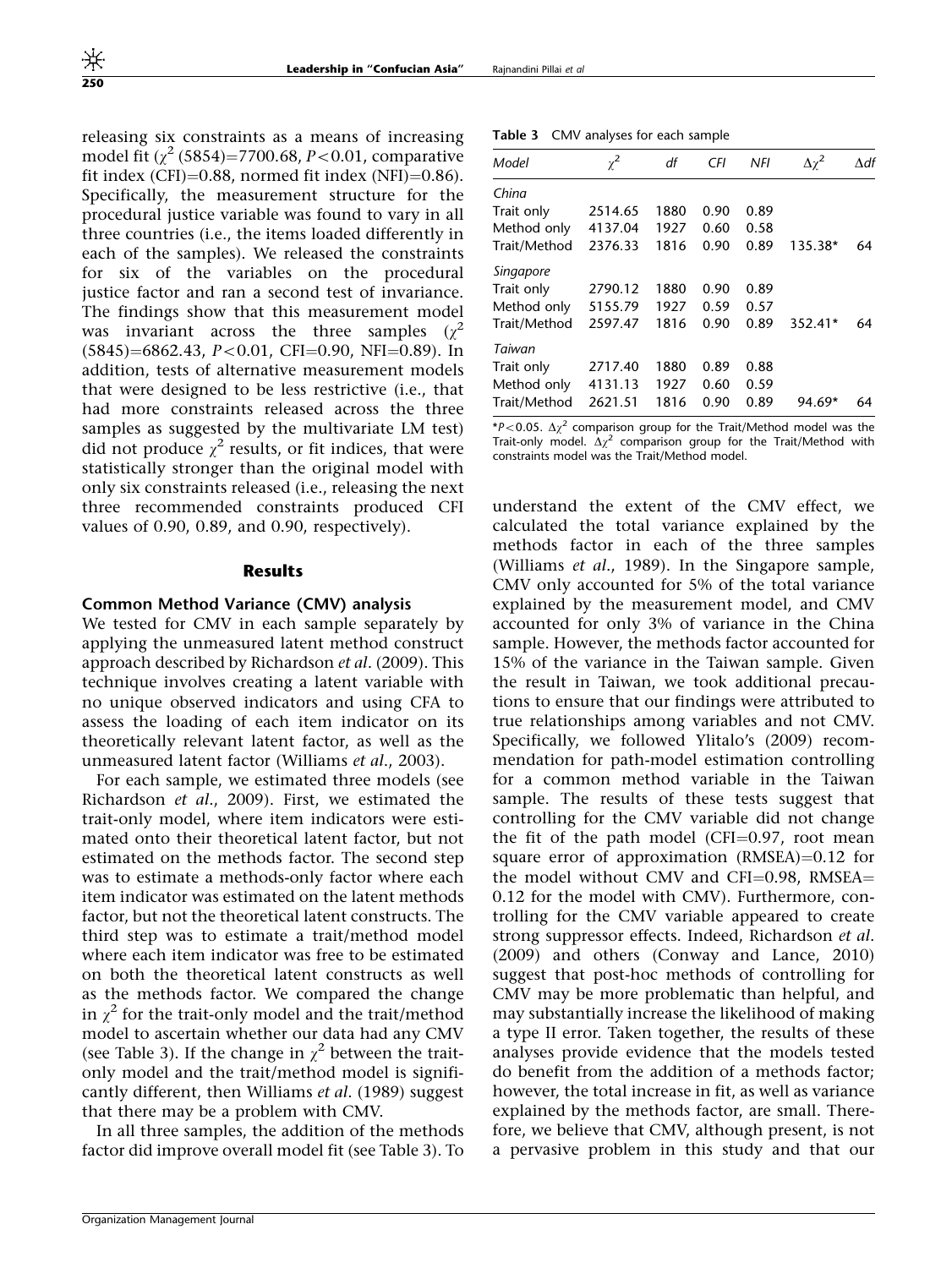releasing six constraints as a means of increasing model fit ($\chi^2$ (5854)=7700.68, $P<0.01$, comparative fit index (CFI)=0.88, normed fit index (NFI)=0.86). Specifically, the measurement structure for the procedural justice variable was found to vary in all three countries (i.e., the items loaded differently in each of the samples). We released the constraints for six of the variables on the procedural justice factor and ran a second test of invariance. The findings show that this measurement model was invariant across the three samples ($\chi^2$ (5845)=6862.43, $P<0.01$, CFI=0.90, NFI=0.89). In addition, tests of alternative measurement models that were designed to be less restrictive (i.e., that had more constraints released across the three samples as suggested by the multivariate LM test) did not produce $\chi^2$ results, or fit indices, that were statistically stronger than the original model with only six constraints released (i.e., releasing the next three recommended constraints produced CFI values of 0.90, 0.89, and 0.90, respectively).

## Results

### Common Method Variance (CMV) analysis

We tested for CMV in each sample separately by applying the unmeasured latent method construct approach described by Richardson *et al*. (2009). This technique involves creating a latent variable with no unique observed indicators and using CFA to assess the loading of each item indicator on its theoretically relevant latent factor, as well as the unmeasured latent factor (Williams *et al*., 2003).

For each sample, we estimated three models (see Richardson *et al*., 2009). First, we estimated the trait-only model, where item indicators were estimated onto their theoretical latent factor, but not estimated on the methods factor. The second step was to estimate a methods-only factor where each item indicator was estimated on the latent methods factor, but not the theoretical latent constructs. The third step was to estimate a trait/method model where each item indicator was free to be estimated on both the theoretical latent constructs as well as the methods factor. We compared the change in $\chi^2$ for the trait-only model and the trait/method model to ascertain whether our data had any CMV (see Table 3). If the change in $\chi^2$ between the trait-only model and the trait/method model is significantly different, then Williams *et al*. (1989) suggest that there may be a problem with CMV.

In all three samples, the addition of the methods factor did improve overall model fit (see Table 3). To understand the extent of the CMV effect, we calculated the total variance explained by the methods factor in each of the three samples (Williams *et al*., 1989). In the Singapore sample, CMV only accounted for 5% of the total variance explained by the measurement model, and CMV accounted for only 3% of variance in the China sample. However, the methods factor accounted for 15% of the variance in the Taiwan sample. Given the result in Taiwan, we took additional precautions to ensure that our findings were attributed to true relationships among variables and not CMV. Specifically, we followed Ylitalo's (2009) recommendation for path-model estimation controlling for a common method variable in the Taiwan sample. The results of these tests suggest that controlling for the CMV variable did not change the fit of the path model (CFI=0.97, root mean square error of approximation (RMSEA)=0.12 for the model without CMV and CFI=0.98, RMSEA=0.12 for the model with CMV). Furthermore, controlling for the CMV variable appeared to create strong suppressor effects. Indeed, Richardson *et al*. (2009) and others (Conway and Lance, 2010) suggest that post-hoc methods of controlling for CMV may be more problematic than helpful, and may substantially increase the likelihood of making a type II error. Taken together, the results of these analyses provide evidence that the models tested do benefit from the addition of a methods factor; however, the total increase in fit, as well as variance explained by the methods factor, are small. Therefore, we believe that CMV, although present, is not a pervasive problem in this study and that our

**Table 3** CMV analyses for each sample

| Model | $\chi^2$ | df | CFI | NFI | $\Delta\chi^2$ | $\Delta df$ |
|---|---|---|---|---|---|---|
| *China* | | | | | | |
| Trait only | 2514.65 | 1880 | 0.90 | 0.89 | | |
| Method only | 4137.04 | 1927 | 0.60 | 0.58 | | |
| Trait/Method | 2376.33 | 1816 | 0.90 | 0.89 | 135.38* | 64 |
| *Singapore* | | | | | | |
| Trait only | 2790.12 | 1880 | 0.90 | 0.89 | | |
| Method only | 5155.79 | 1927 | 0.59 | 0.57 | | |
| Trait/Method | 2597.47 | 1816 | 0.90 | 0.89 | 352.41* | 64 |
| *Taiwan* | | | | | | |
| Trait only | 2717.40 | 1880 | 0.89 | 0.88 | | |
| Method only | 4131.13 | 1927 | 0.60 | 0.59 | | |
| Trait/Method | 2621.51 | 1816 | 0.90 | 0.89 | 94.69* | 64 |

*$P<0.05$. $\Delta\chi^2$ comparison group for the Trait/Method model was the Trait-only model. $\Delta\chi^2$ comparison group for the Trait/Method with constraints model was the Trait/Method model.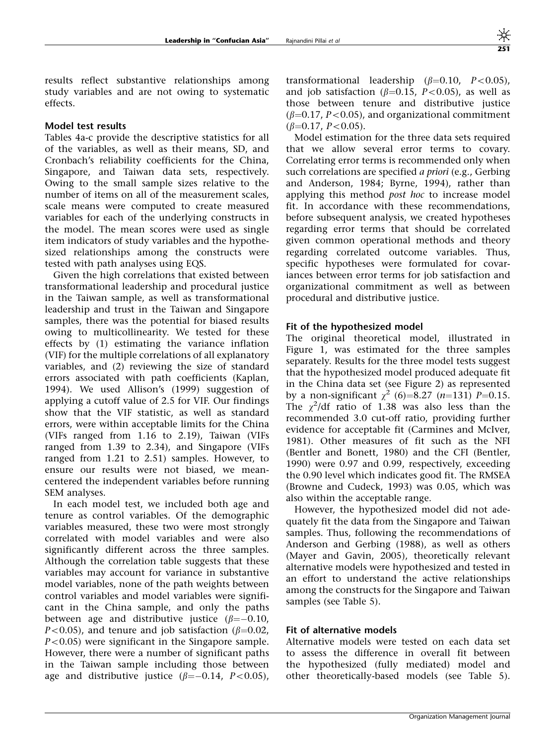results reflect substantive relationships among study variables and are not owing to systematic effects.

### Model test results

Tables 4a-c provide the descriptive statistics for all of the variables, as well as their means, SD, and Cronbach's reliability coefficients for the China, Singapore, and Taiwan data sets, respectively. Owing to the small sample sizes relative to the number of items on all of the measurement scales, scale means were computed to create measured variables for each of the underlying constructs in the model. The mean scores were used as single item indicators of study variables and the hypothesized relationships among the constructs were tested with path analyses using EQS.

Given the high correlations that existed between transformational leadership and procedural justice in the Taiwan sample, as well as transformational leadership and trust in the Taiwan and Singapore samples, there was the potential for biased results owing to multicollinearity. We tested for these effects by (1) estimating the variance inflation (VIF) for the multiple correlations of all explanatory variables, and (2) reviewing the size of standard errors associated with path coefficients (Kaplan, 1994). We used Allison's (1999) suggestion of applying a cutoff value of 2.5 for VIF. Our findings show that the VIF statistic, as well as standard errors, were within acceptable limits for the China (VIFs ranged from 1.16 to 2.19), Taiwan (VIFs ranged from 1.39 to 2.34), and Singapore (VIFs ranged from 1.21 to 2.51) samples. However, to ensure our results were not biased, we mean-centered the independent variables before running SEM analyses.

In each model test, we included both age and tenure as control variables. Of the demographic variables measured, these two were most strongly correlated with model variables and were also significantly different across the three samples. Although the correlation table suggests that these variables may account for variance in substantive model variables, none of the path weights between control variables and model variables were significant in the China sample, and only the paths between age and distributive justice ($\beta$=−0.10, $P$<0.05), and tenure and job satisfaction ($\beta$=0.02, $P$<0.05) were significant in the Singapore sample. However, there were a number of significant paths in the Taiwan sample including those between age and distributive justice ($\beta$=−0.14, $P$<0.05), transformational leadership ($\beta$=0.10, $P$<0.05), and job satisfaction ($\beta$=0.15, $P$<0.05), as well as those between tenure and distributive justice ($\beta$=0.17, $P$<0.05), and organizational commitment ($\beta$=0.17, $P$<0.05).

Model estimation for the three data sets required that we allow several error terms to covary. Correlating error terms is recommended only when such correlations are specified *a priori* (e.g., Gerbing and Anderson, 1984; Byrne, 1994), rather than applying this method *post hoc* to increase model fit. In accordance with these recommendations, before subsequent analysis, we created hypotheses regarding error terms that should be correlated given common operational methods and theory regarding correlated outcome variables. Thus, specific hypotheses were formulated for covariances between error terms for job satisfaction and organizational commitment as well as between procedural and distributive justice.

### Fit of the hypothesized model

The original theoretical model, illustrated in Figure 1, was estimated for the three samples separately. Results for the three model tests suggest that the hypothesized model produced adequate fit in the China data set (see Figure 2) as represented by a non-significant $\chi^2$ (6)=8.27 ($n$=131) $P$=0.15. The $\chi^2$/df ratio of 1.38 was also less than the recommended 3.0 cut-off ratio, providing further evidence for acceptable fit (Carmines and McIver, 1981). Other measures of fit such as the NFI (Bentler and Bonett, 1980) and the CFI (Bentler, 1990) were 0.97 and 0.99, respectively, exceeding the 0.90 level which indicates good fit. The RMSEA (Browne and Cudeck, 1993) was 0.05, which was also within the acceptable range.

However, the hypothesized model did not adequately fit the data from the Singapore and Taiwan samples. Thus, following the recommendations of Anderson and Gerbing (1988), as well as others (Mayer and Gavin, 2005), theoretically relevant alternative models were hypothesized and tested in an effort to understand the active relationships among the constructs for the Singapore and Taiwan samples (see Table 5).

### Fit of alternative models

Alternative models were tested on each data set to assess the difference in overall fit between the hypothesized (fully mediated) model and other theoretically-based models (see Table 5).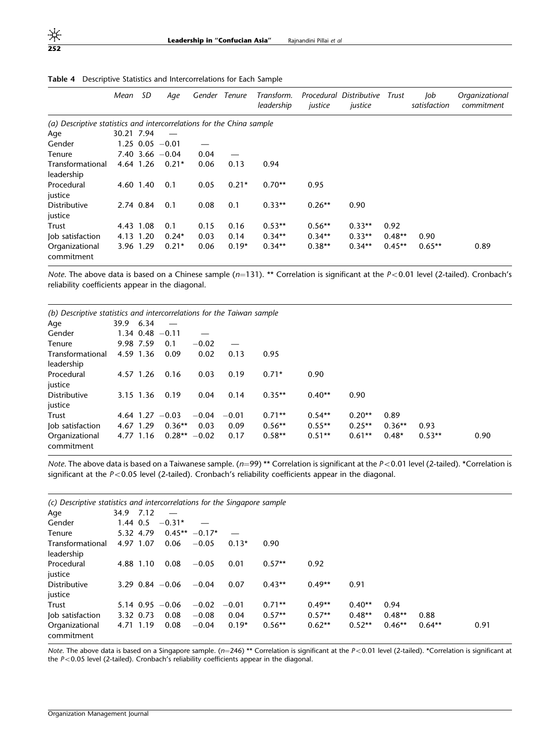**Table 4** Descriptive Statistics and Intercorrelations for Each Sample

| | Mean | SD | Age | Gender | Tenure | Transform. leadership | Procedural justice | Distributive justice | Trust | Job satisfaction | Organizational commitment |
|---|---|---|---|---|---|---|---|---|---|---|---|
| *(a) Descriptive statistics and intercorrelations for the China sample* | | | | | | | | | | | |
| Age | 30.21 | 7.94 | — | | | | | | | | |
| Gender | 1.25 | 0.05 | −0.01 | — | | | | | | | |
| Tenure | 7.40 | 3.66 | −0.04 | 0.04 | — | | | | | | |
| Transformational leadership | 4.64 | 1.26 | 0.21* | 0.06 | 0.13 | 0.94 | | | | | |
| Procedural justice | 4.60 | 1.40 | 0.1 | 0.05 | 0.21* | 0.70** | 0.95 | | | | |
| Distributive justice | 2.74 | 0.84 | 0.1 | 0.08 | 0.1 | 0.33** | 0.26** | 0.90 | | | |
| Trust | 4.43 | 1.08 | 0.1 | 0.15 | 0.16 | 0.53** | 0.56** | 0.33** | 0.92 | | |
| Job satisfaction | 4.13 | 1.20 | 0.24* | 0.03 | 0.14 | 0.34** | 0.34** | 0.33** | 0.48** | 0.90 | |
| Organizational commitment | 3.96 | 1.29 | 0.21* | 0.06 | 0.19* | 0.34** | 0.38** | 0.34** | 0.45** | 0.65** | 0.89 |

*Note*. The above data is based on a Chinese sample ($n$=131). ** Correlation is significant at the $P<0.01$ level (2-tailed). Cronbach's reliability coefficients appear in the diagonal.

| | Mean | SD | Age | Gender | Tenure | Transform. leadership | Procedural justice | Distributive justice | Trust | Job satisfaction | Organizational commitment |
|---|---|---|---|---|---|---|---|---|---|---|---|
| *(b) Descriptive statistics and intercorrelations for the Taiwan sample* | | | | | | | | | | | |
| Age | 39.9 | 6.34 | — | | | | | | | | |
| Gender | 1.34 | 0.48 | −0.11 | — | | | | | | | |
| Tenure | 9.98 | 7.59 | 0.1 | −0.02 | — | | | | | | |
| Transformational leadership | 4.59 | 1.36 | 0.09 | 0.02 | 0.13 | 0.95 | | | | | |
| Procedural justice | 4.57 | 1.26 | 0.16 | 0.03 | 0.19 | 0.71* | 0.90 | | | | |
| Distributive justice | 3.15 | 1.36 | 0.19 | 0.04 | 0.14 | 0.35** | 0.40** | 0.90 | | | |
| Trust | 4.64 | 1.27 | −0.03 | −0.04 | −0.01 | 0.71** | 0.54** | 0.20** | 0.89 | | |
| Job satisfaction | 4.67 | 1.29 | 0.36** | 0.03 | 0.09 | 0.56** | 0.55** | 0.25** | 0.36** | 0.93 | |
| Organizational commitment | 4.77 | 1.16 | 0.28** | −0.02 | 0.17 | 0.58** | 0.51** | 0.61** | 0.48* | 0.53** | 0.90 |

*Note*. The above data is based on a Taiwanese sample. ($n$=99) ** Correlation is significant at the $P<0.01$ level (2-tailed). *Correlation is significant at the $P<0.05$ level (2-tailed). Cronbach's reliability coefficients appear in the diagonal.

| | Mean | SD | Age | Gender | Tenure | Transform. leadership | Procedural justice | Distributive justice | Trust | Job satisfaction | Organizational commitment |
|---|---|---|---|---|---|---|---|---|---|---|---|
| *(c) Descriptive statistics and intercorrelations for the Singapore sample* | | | | | | | | | | | |
| Age | 34.9 | 7.12 | — | | | | | | | | |
| Gender | 1.44 | 0.5 | −0.31* | — | | | | | | | |
| Tenure | 5.32 | 4.79 | 0.45** | −0.17* | — | | | | | | |
| Transformational leadership | 4.97 | 1.07 | 0.06 | −0.05 | 0.13* | 0.90 | | | | | |
| Procedural justice | 4.88 | 1.10 | 0.08 | −0.05 | 0.01 | 0.57** | 0.92 | | | | |
| Distributive justice | 3.29 | 0.84 | −0.06 | −0.04 | 0.07 | 0.43** | 0.49** | 0.91 | | | |
| Trust | 5.14 | 0.95 | −0.06 | −0.02 | −0.01 | 0.71** | 0.49** | 0.40** | 0.94 | | |
| Job satisfaction | 3.32 | 0.73 | 0.08 | −0.08 | 0.04 | 0.57** | 0.57** | 0.48** | 0.48** | 0.88 | |
| Organizational commitment | 4.71 | 1.19 | 0.08 | −0.04 | 0.19* | 0.56** | 0.62** | 0.52** | 0.46** | 0.64** | 0.91 |

*Note*. The above data is based on a Singapore sample. ($n$=246) ** Correlation is significant at the $P<0.01$ level (2-tailed). *Correlation is significant at the $P<0.05$ level (2-tailed). Cronbach's reliability coefficients appear in the diagonal.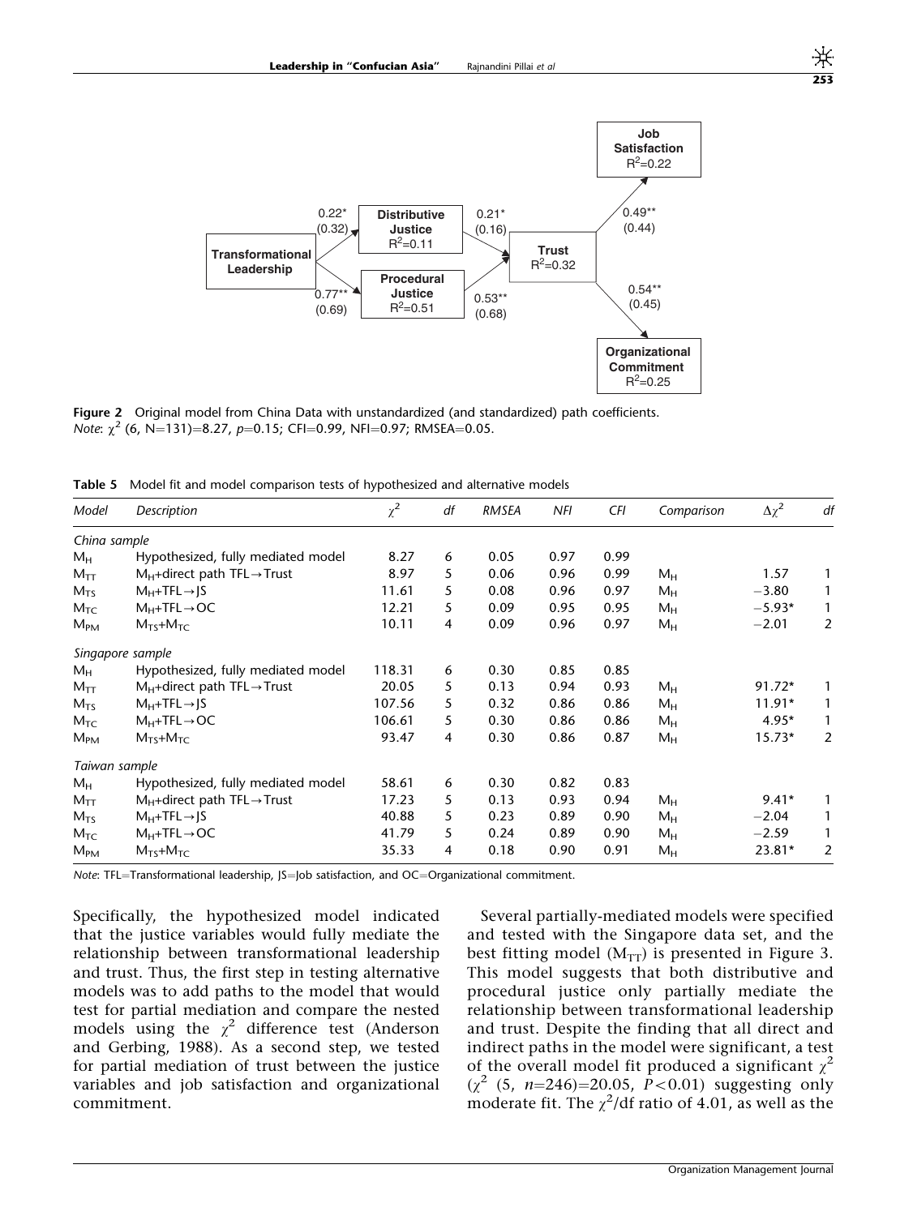Figure 2 Original model from China Data with unstandardized (and standardized) path coefficients.
*Note*: $\chi^2$ (6, N=131)=8.27, $p$=0.15; CFI=0.99, NFI=0.97; RMSEA=0.05.

**Table 5** Model fit and model comparison tests of hypothesized and alternative models

| Model | Description | $\chi^2$ | df | RMSEA | NFI | CFI | Comparison | $\Delta\chi^2$ | df |
|---|---|---|---|---|---|---|---|---|---|
| *China sample* | | | | | | | | | |
| $M_H$ | Hypothesized, fully mediated model | 8.27 | 6 | 0.05 | 0.97 | 0.99 | | | |
| $M_{TT}$ | $M_H$+direct path TFL→Trust | 8.97 | 5 | 0.06 | 0.96 | 0.99 | $M_H$ | 1.57 | 1 |
| $M_{TS}$ | $M_H$+TFL→JS | 11.61 | 5 | 0.08 | 0.96 | 0.97 | $M_H$ | −3.80 | 1 |
| $M_{TC}$ | $M_H$+TFL→OC | 12.21 | 5 | 0.09 | 0.95 | 0.95 | $M_H$ | −5.93* | 1 |
| $M_{PM}$ | $M_{TS}$+$M_{TC}$ | 10.11 | 4 | 0.09 | 0.96 | 0.97 | $M_H$ | −2.01 | 2 |
| *Singapore sample* | | | | | | | | | |
| $M_H$ | Hypothesized, fully mediated model | 118.31 | 6 | 0.30 | 0.85 | 0.85 | | | |
| $M_{TT}$ | $M_H$+direct path TFL→Trust | 20.05 | 5 | 0.13 | 0.94 | 0.93 | $M_H$ | 91.72* | 1 |
| $M_{TS}$ | $M_H$+TFL→JS | 107.56 | 5 | 0.32 | 0.86 | 0.86 | $M_H$ | 11.91* | 1 |
| $M_{TC}$ | $M_H$+TFL→OC | 106.61 | 5 | 0.30 | 0.86 | 0.86 | $M_H$ | 4.95* | 1 |
| $M_{PM}$ | $M_{TS}$+$M_{TC}$ | 93.47 | 4 | 0.30 | 0.86 | 0.87 | $M_H$ | 15.73* | 2 |
| *Taiwan sample* | | | | | | | | | |
| $M_H$ | Hypothesized, fully mediated model | 58.61 | 6 | 0.30 | 0.82 | 0.83 | | | |
| $M_{TT}$ | $M_H$+direct path TFL→Trust | 17.23 | 5 | 0.13 | 0.93 | 0.94 | $M_H$ | 9.41* | 1 |
| $M_{TS}$ | $M_H$+TFL→JS | 40.88 | 5 | 0.23 | 0.89 | 0.90 | $M_H$ | −2.04 | 1 |
| $M_{TC}$ | $M_H$+TFL→OC | 41.79 | 5 | 0.24 | 0.89 | 0.90 | $M_H$ | −2.59 | 1 |
| $M_{PM}$ | $M_{TS}$+$M_{TC}$ | 35.33 | 4 | 0.18 | 0.90 | 0.91 | $M_H$ | 23.81* | 2 |

*Note*: TFL=Transformational leadership, JS=Job satisfaction, and OC=Organizational commitment.

Specifically, the hypothesized model indicated that the justice variables would fully mediate the relationship between transformational leadership and trust. Thus, the first step in testing alternative models was to add paths to the model that would test for partial mediation and compare the nested models using the $\chi^2$ difference test (Anderson and Gerbing, 1988). As a second step, we tested for partial mediation of trust between the justice variables and job satisfaction and organizational commitment.

Several partially-mediated models were specified and tested with the Singapore data set, and the best fitting model ($M_{TT}$) is presented in Figure 3. This model suggests that both distributive and procedural justice only partially mediate the relationship between transformational leadership and trust. Despite the finding that all direct and indirect paths in the model were significant, a test of the overall model fit produced a significant $\chi^2$ ($\chi^2$ (5, $n$=246)=20.05, $P<0.01$) suggesting only moderate fit. The $\chi^2$/df ratio of 4.01, as well as the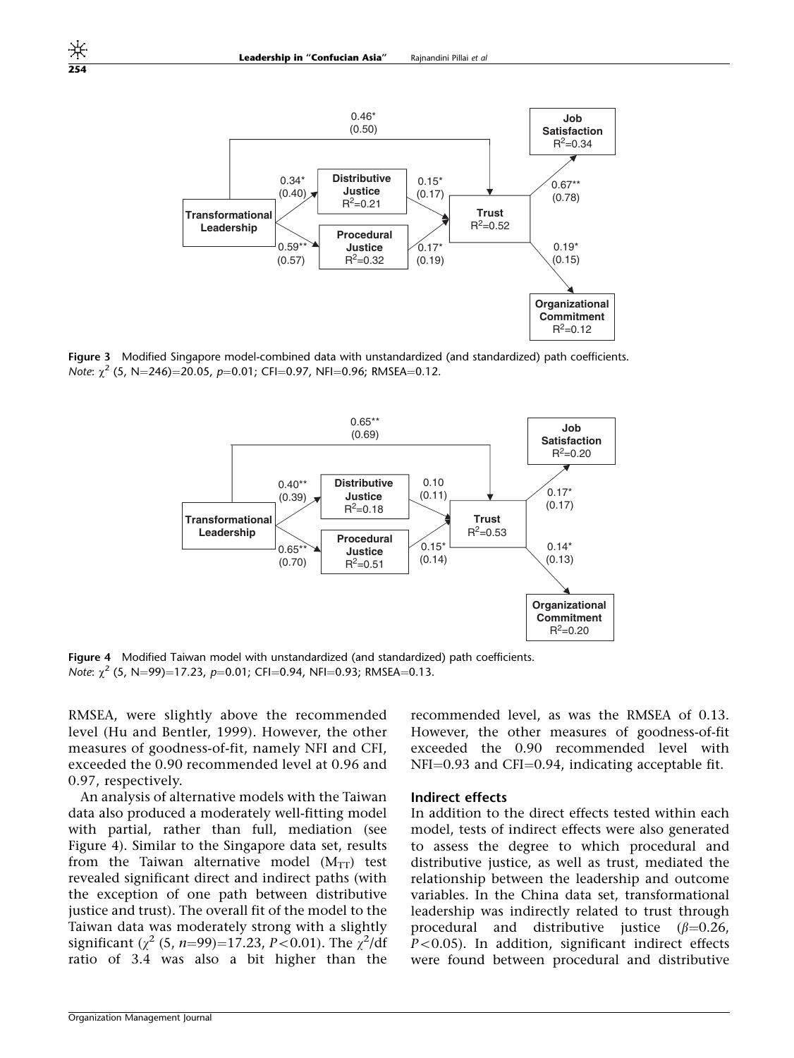Figure 3 Modified Singapore model-combined data with unstandardized (and standardized) path coefficients.
*Note*: $\chi^2$ (5, N=246)=20.05, *p*=0.01; CFI=0.97, NFI=0.96; RMSEA=0.12.

Figure 4 Modified Taiwan model with unstandardized (and standardized) path coefficients.
*Note*: $\chi^2$ (5, N=99)=17.23, *p*=0.01; CFI=0.94, NFI=0.93; RMSEA=0.13.

RMSEA, were slightly above the recommended level (Hu and Bentler, 1999). However, the other measures of goodness-of-fit, namely NFI and CFI, exceeded the 0.90 recommended level at 0.96 and 0.97, respectively.

An analysis of alternative models with the Taiwan data also produced a moderately well-fitting model with partial, rather than full, mediation (see Figure 4). Similar to the Singapore data set, results from the Taiwan alternative model ($M_{TT}$) test revealed significant direct and indirect paths (with the exception of one path between distributive justice and trust). The overall fit of the model to the Taiwan data was moderately strong with a slightly significant ($\chi^2$ (5, $n$=99)=17.23, $P<0.01$). The $\chi^2$/df ratio of 3.4 was also a bit higher than the recommended level, as was the RMSEA of 0.13. However, the other measures of goodness-of-fit exceeded the 0.90 recommended level with NFI=0.93 and CFI=0.94, indicating acceptable fit.

### Indirect effects

In addition to the direct effects tested within each model, tests of indirect effects were also generated to assess the degree to which procedural and distributive justice, as well as trust, mediated the relationship between the leadership and outcome variables. In the China data set, transformational leadership was indirectly related to trust through procedural and distributive justice ($\beta$=0.26, $P<0.05$). In addition, significant indirect effects were found between procedural and distributive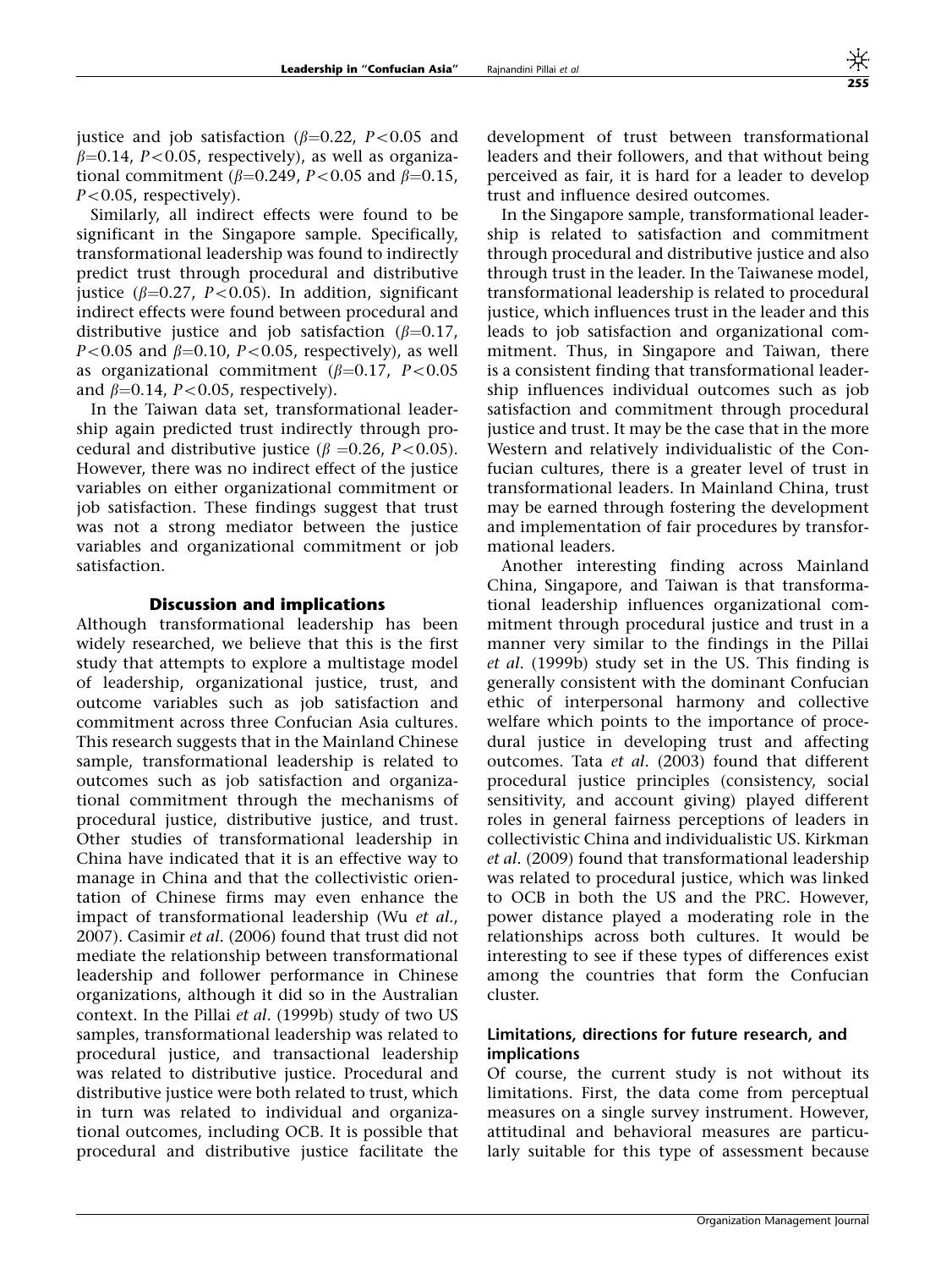justice and job satisfaction ($\beta$=0.22, $P$<0.05 and $\beta$=0.14, $P$<0.05, respectively), as well as organizational commitment ($\beta$=0.249, $P$<0.05 and $\beta$=0.15, $P$<0.05, respectively).

Similarly, all indirect effects were found to be significant in the Singapore sample. Specifically, transformational leadership was found to indirectly predict trust through procedural and distributive justice ($\beta$=0.27, $P$<0.05). In addition, significant indirect effects were found between procedural and distributive justice and job satisfaction ($\beta$=0.17, $P$<0.05 and $\beta$=0.10, $P$<0.05, respectively), as well as organizational commitment ($\beta$=0.17, $P$<0.05 and $\beta$=0.14, $P$<0.05, respectively).

In the Taiwan data set, transformational leadership again predicted trust indirectly through procedural and distributive justice ($\beta$ =0.26, $P$<0.05). However, there was no indirect effect of the justice variables on either organizational commitment or job satisfaction. These findings suggest that trust was not a strong mediator between the justice variables and organizational commitment or job satisfaction.

## Discussion and implications

Although transformational leadership has been widely researched, we believe that this is the first study that attempts to explore a multistage model of leadership, organizational justice, trust, and outcome variables such as job satisfaction and commitment across three Confucian Asia cultures. This research suggests that in the Mainland Chinese sample, transformational leadership is related to outcomes such as job satisfaction and organizational commitment through the mechanisms of procedural justice, distributive justice, and trust. Other studies of transformational leadership in China have indicated that it is an effective way to manage in China and that the collectivistic orientation of Chinese firms may even enhance the impact of transformational leadership (Wu *et al*., 2007). Casimir *et al*. (2006) found that trust did not mediate the relationship between transformational leadership and follower performance in Chinese organizations, although it did so in the Australian context. In the Pillai *et al*. (1999b) study of two US samples, transformational leadership was related to procedural justice, and transactional leadership was related to distributive justice. Procedural and distributive justice were both related to trust, which in turn was related to individual and organizational outcomes, including OCB. It is possible that procedural and distributive justice facilitate the development of trust between transformational leaders and their followers, and that without being perceived as fair, it is hard for a leader to develop trust and influence desired outcomes.

In the Singapore sample, transformational leadership is related to satisfaction and commitment through procedural and distributive justice and also through trust in the leader. In the Taiwanese model, transformational leadership is related to procedural justice, which influences trust in the leader and this leads to job satisfaction and organizational commitment. Thus, in Singapore and Taiwan, there is a consistent finding that transformational leadership influences individual outcomes such as job satisfaction and commitment through procedural justice and trust. It may be the case that in the more Western and relatively individualistic of the Confucian cultures, there is a greater level of trust in transformational leaders. In Mainland China, trust may be earned through fostering the development and implementation of fair procedures by transformational leaders.

Another interesting finding across Mainland China, Singapore, and Taiwan is that transformational leadership influences organizational commitment through procedural justice and trust in a manner very similar to the findings in the Pillai *et al*. (1999b) study set in the US. This finding is generally consistent with the dominant Confucian ethic of interpersonal harmony and collective welfare which points to the importance of procedural justice in developing trust and affecting outcomes. Tata *et al*. (2003) found that different procedural justice principles (consistency, social sensitivity, and account giving) played different roles in general fairness perceptions of leaders in collectivistic China and individualistic US. Kirkman *et al*. (2009) found that transformational leadership was related to procedural justice, which was linked to OCB in both the US and the PRC. However, power distance played a moderating role in the relationships across both cultures. It would be interesting to see if these types of differences exist among the countries that form the Confucian cluster.

### Limitations, directions for future research, and implications

Of course, the current study is not without its limitations. First, the data come from perceptual measures on a single survey instrument. However, attitudinal and behavioral measures are particularly suitable for this type of assessment because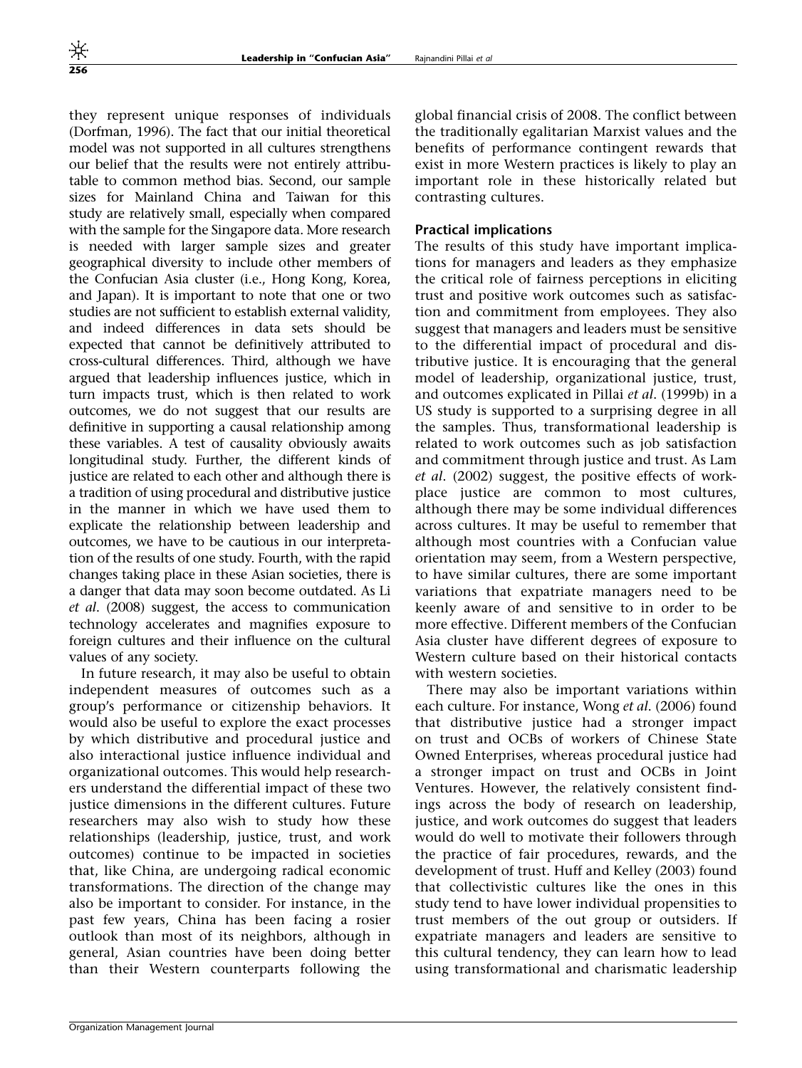they represent unique responses of individuals (Dorfman, 1996). The fact that our initial theoretical model was not supported in all cultures strengthens our belief that the results were not entirely attributable to common method bias. Second, our sample sizes for Mainland China and Taiwan for this study are relatively small, especially when compared with the sample for the Singapore data. More research is needed with larger sample sizes and greater geographical diversity to include other members of the Confucian Asia cluster (i.e., Hong Kong, Korea, and Japan). It is important to note that one or two studies are not sufficient to establish external validity, and indeed differences in data sets should be expected that cannot be definitively attributed to cross-cultural differences. Third, although we have argued that leadership influences justice, which in turn impacts trust, which is then related to work outcomes, we do not suggest that our results are definitive in supporting a causal relationship among these variables. A test of causality obviously awaits longitudinal study. Further, the different kinds of justice are related to each other and although there is a tradition of using procedural and distributive justice in the manner in which we have used them to explicate the relationship between leadership and outcomes, we have to be cautious in our interpretation of the results of one study. Fourth, with the rapid changes taking place in these Asian societies, there is a danger that data may soon become outdated. As Li *et al*. (2008) suggest, the access to communication technology accelerates and magnifies exposure to foreign cultures and their influence on the cultural values of any society.

In future research, it may also be useful to obtain independent measures of outcomes such as a group's performance or citizenship behaviors. It would also be useful to explore the exact processes by which distributive and procedural justice and also interactional justice influence individual and organizational outcomes. This would help researchers understand the differential impact of these two justice dimensions in the different cultures. Future researchers may also wish to study how these relationships (leadership, justice, trust, and work outcomes) continue to be impacted in societies that, like China, are undergoing radical economic transformations. The direction of the change may also be important to consider. For instance, in the past few years, China has been facing a rosier outlook than most of its neighbors, although in general, Asian countries have been doing better than their Western counterparts following the global financial crisis of 2008. The conflict between the traditionally egalitarian Marxist values and the benefits of performance contingent rewards that exist in more Western practices is likely to play an important role in these historically related but contrasting cultures.

### Practical implications

The results of this study have important implications for managers and leaders as they emphasize the critical role of fairness perceptions in eliciting trust and positive work outcomes such as satisfaction and commitment from employees. They also suggest that managers and leaders must be sensitive to the differential impact of procedural and distributive justice. It is encouraging that the general model of leadership, organizational justice, trust, and outcomes explicated in Pillai *et al*. (1999b) in a US study is supported to a surprising degree in all the samples. Thus, transformational leadership is related to work outcomes such as job satisfaction and commitment through justice and trust. As Lam *et al*. (2002) suggest, the positive effects of workplace justice are common to most cultures, although there may be some individual differences across cultures. It may be useful to remember that although most countries with a Confucian value orientation may seem, from a Western perspective, to have similar cultures, there are some important variations that expatriate managers need to be keenly aware of and sensitive to in order to be more effective. Different members of the Confucian Asia cluster have different degrees of exposure to Western culture based on their historical contacts with western societies.

There may also be important variations within each culture. For instance, Wong *et al*. (2006) found that distributive justice had a stronger impact on trust and OCBs of workers of Chinese State Owned Enterprises, whereas procedural justice had a stronger impact on trust and OCBs in Joint Ventures. However, the relatively consistent findings across the body of research on leadership, justice, and work outcomes do suggest that leaders would do well to motivate their followers through the practice of fair procedures, rewards, and the development of trust. Huff and Kelley (2003) found that collectivistic cultures like the ones in this study tend to have lower individual propensities to trust members of the out group or outsiders. If expatriate managers and leaders are sensitive to this cultural tendency, they can learn how to lead using transformational and charismatic leadership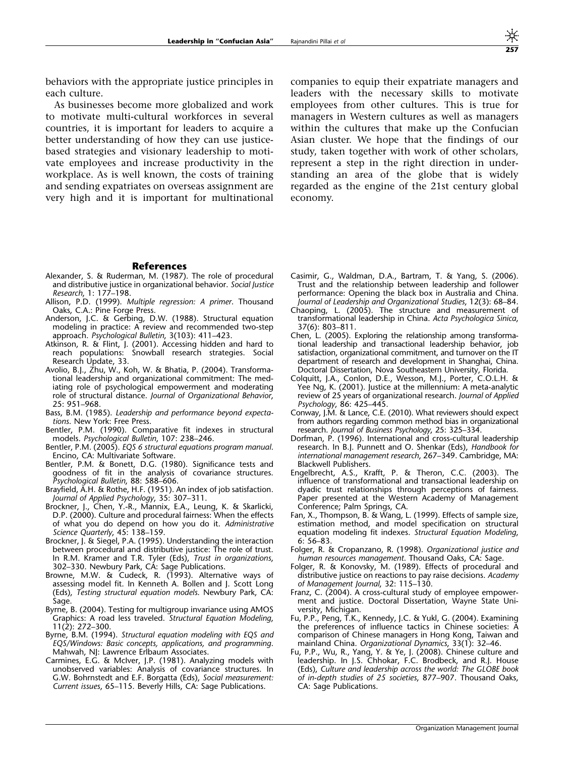behaviors with the appropriate justice principles in each culture.

As businesses become more globalized and work to motivate multi-cultural workforces in several countries, it is important for leaders to acquire a better understanding of how they can use justice-based strategies and visionary leadership to motivate employees and increase productivity in the workplace. As is well known, the costs of training and sending expatriates on overseas assignment are very high and it is important for multinational companies to equip their expatriate managers and leaders with the necessary skills to motivate employees from other cultures. This is true for managers in Western cultures as well as managers within the cultures that make up the Confucian Asian cluster. We hope that the findings of our study, taken together with work of other scholars, represent a step in the right direction in understanding an area of the globe that is widely regarded as the engine of the 21st century global economy.

## References

Alexander, S. & Ruderman, M. (1987). The role of procedural and distributive justice in organizational behavior. *Social Justice Research*, 1: 177–198.

Allison, P.D. (1999). *Multiple regression: A primer*. Thousand Oaks, C.A.: Pine Forge Press.

Anderson, J.C. & Gerbing, D.W. (1988). Structural equation modeling in practice: A review and recommended two-step approach. *Psychological Bulletin*, 3(103): 411–423.

Atkinson, R. & Flint, J. (2001). Accessing hidden and hard to reach populations: Snowball research strategies. Social Research Update, 33.

Avolio, B.J., Zhu, W., Koh, W. & Bhatia, P. (2004). Transformational leadership and organizational commitment: The mediating role of psychological empowerment and moderating role of structural distance. *Journal of Organizational Behavior*, 25: 951–968.

Bass, B.M. (1985). *Leadership and performance beyond expectations*. New York: Free Press.

Bentler, P.M. (1990). Comparative fit indexes in structural models. *Psychological Bulletin*, 107: 238–246.

Bentler, P.M. (2005). *EQS 6 structural equations program manual*. Encino, CA: Multivariate Software.

Bentler, P.M. & Bonett, D.G. (1980). Significance tests and goodness of fit in the analysis of covariance structures. *Psychological Bulletin*, 88: 588–606.

Brayfield, A.H. & Rothe, H.F. (1951). An index of job satisfaction. *Journal of Applied Psychology*, 35: 307–311.

Brockner, J., Chen, Y.-R., Mannix, E.A., Leung, K. & Skarlicki, D.P. (2000). Culture and procedural fairness: When the effects of what you do depend on how you do it. *Administrative Science Quarterly*, 45: 138–159.

Brockner, J. & Siegel, P.A. (1995). Understanding the interaction between procedural and distributive justice: The role of trust. In R.M. Kramer and T.R. Tyler (Eds), *Trust in organizations*, 302–330. Newbury Park, CA: Sage Publications.

Browne, M.W. & Cudeck, R. (1993). Alternative ways of assessing model fit. In Kenneth A. Bollen and J. Scott Long (Eds), *Testing structural equation models*. Newbury Park, CA: Sage.

Byrne, B. (2004). Testing for multigroup invariance using AMOS Graphics: A road less traveled. *Structural Equation Modeling*, 11(2): 272–300.

Byrne, B.M. (1994). *Structural equation modeling with EQS and EQS/Windows: Basic concepts, applications, and programming*. Mahwah, NJ: Lawrence Erlbaum Associates.

Carmines, E.G. & McIver, J.P. (1981). Analyzing models with unobserved variables: Analysis of covariance structures. In G.W. Bohrnstedt and E.F. Borgatta (Eds), *Social measurement: Current issues*, 65–115. Beverly Hills, CA: Sage Publications.

Casimir, G., Waldman, D.A., Bartram, T. & Yang, S. (2006). Trust and the relationship between leadership and follower performance: Opening the black box in Australia and China. *Journal of Leadership and Organizational Studies*, 12(3): 68–84.

Chaoping, L. (2005). The structure and measurement of transformational leadership in China. *Acta Psychologica Sinica*, 37(6): 803–811.

Chen, L. (2005). Exploring the relationship among transformational leadership and transactional leadership behavior, job satisfaction, organizational commitment, and turnover on the IT department of research and development in Shanghai, China. Doctoral Dissertation, Nova Southeastern University, Florida.

Colquitt, J.A., Conlon, D.E., Wesson, M.J., Porter, C.O.L.H. & Yee Ng, K. (2001). Justice at the millennium: A meta-analytic review of 25 years of organizational research. *Journal of Applied Psychology*, 86: 425–445.

Conway, J.M. & Lance, C.E. (2010). What reviewers should expect from authors regarding common method bias in organizational research. *Journal of Business Psychology*, 25: 325–334.

Dorfman, P. (1996). International and cross-cultural leadership research. In B.J. Punnett and O. Shenkar (Eds), *Handbook for international management research*, 267–349. Cambridge, MA: Blackwell Publishers.

Engelbrecht, A.S., Krafft, P. & Theron, C.C. (2003). The influence of transformational and transactional leadership on dyadic trust relationships through perceptions of fairness. Paper presented at the Western Academy of Management Conference; Palm Springs, CA.

Fan, X., Thompson, B. & Wang, L. (1999). Effects of sample size, estimation method, and model specification on structural equation modeling fit indexes. *Structural Equation Modeling*, 6: 56–83.

Folger, R. & Cropanzano, R. (1998). *Organizational justice and human resources management*. Thousand Oaks, CA: Sage.

Folger, R. & Konovsky, M. (1989). Effects of procedural and distributive justice on reactions to pay raise decisions. *Academy of Management Journal*, 32: 115–130.

Franz, C. (2004). A cross-cultural study of employee empowerment and justice. Doctoral Dissertation, Wayne State University, Michigan.

Fu, P.P., Peng, T.K., Kennedy, J.C. & Yukl, G. (2004). Examining the preferences of influence tactics in Chinese societies: A comparison of Chinese managers in Hong Kong, Taiwan and mainland China. *Organizational Dynamics*, 33(1): 32–46.

Fu, P.P., Wu, R., Yang, Y. & Ye, J. (2008). Chinese culture and leadership. In J.S. Chhokar, F.C. Brodbeck, and R.J. House (Eds), *Culture and leadership across the world: The GLOBE book of in-depth studies of 25 societies*, 877–907. Thousand Oaks, CA: Sage Publications.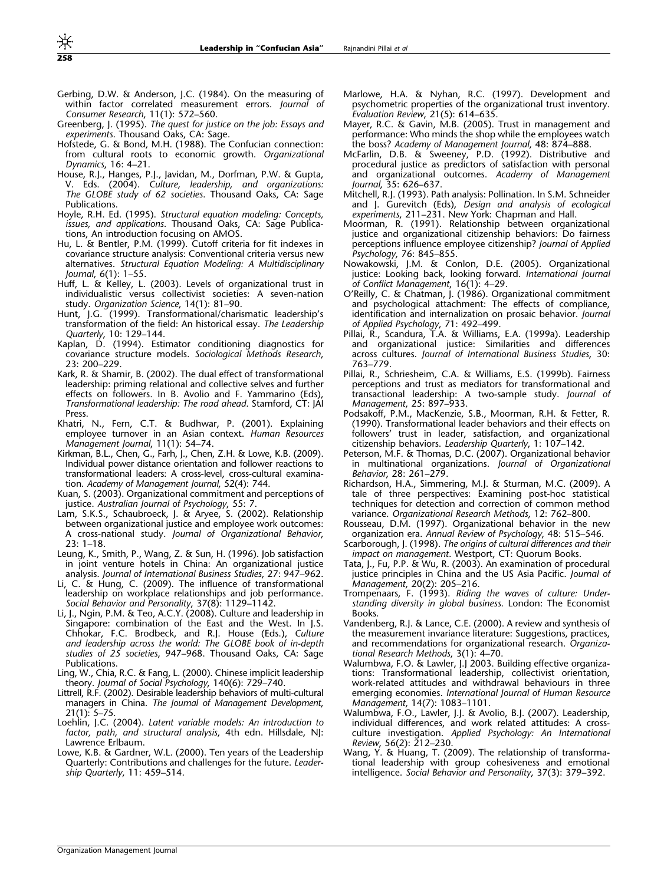Gerbing, D.W. & Anderson, J.C. (1984). On the measuring of within factor correlated measurement errors. *Journal of Consumer Research*, 11(1): 572–560.

Greenberg, J. (1995). *The quest for justice on the job: Essays and experiments*. Thousand Oaks, CA: Sage.

Hofstede, G. & Bond, M.H. (1988). The Confucian connection: from cultural roots to economic growth. *Organizational Dynamics*, 16: 4–21.

House, R.J., Hanges, P.J., Javidan, M., Dorfman, P.W. & Gupta, V. Eds. (2004). *Culture, leadership, and organizations: The GLOBE study of 62 societies*. Thousand Oaks, CA: Sage Publications.

Hoyle, R.H. Ed. (1995). *Structural equation modeling: Concepts, issues, and applications*. Thousand Oaks, CA: Sage Publications, An introduction focusing on AMOS.

Hu, L. & Bentler, P.M. (1999). Cutoff criteria for fit indexes in covariance structure analysis: Conventional criteria versus new alternatives. *Structural Equation Modeling: A Multidisciplinary Journal*, 6(1): 1–55.

Huff, L. & Kelley, L. (2003). Levels of organizational trust in individualistic versus collectivist societies: A seven-nation study. *Organization Science*, 14(1): 81–90.

Hunt, J.G. (1999). Transformational/charismatic leadership's transformation of the field: An historical essay. *The Leadership Quarterly*, 10: 129–144.

Kaplan, D. (1994). Estimator conditioning diagnostics for covariance structure models. *Sociological Methods Research*, 23: 200–229.

Kark, R. & Shamir, B. (2002). The dual effect of transformational leadership: priming relational and collective selves and further effects on followers. In B. Avolio and F. Yammarino (Eds), *Transformational leadership: The road ahead*. Stamford, CT: JAI Press.

Khatri, N., Fern, C.T. & Budhwar, P. (2001). Explaining employee turnover in an Asian context. *Human Resources Management Journal*, 11(1): 54–74.

Kirkman, B.L., Chen, G., Farh, J., Chen, Z.H. & Lowe, K.B. (2009). Individual power distance orientation and follower reactions to transformational leaders: A cross-level, cross-cultural examination. *Academy of Management Journal*, 52(4): 744.

Kuan, S. (2003). Organizational commitment and perceptions of justice. *Australian Journal of Psychology*, 55: 7.

Lam, S.K.S., Schaubroeck, J. & Aryee, S. (2002). Relationship between organizational justice and employee work outcomes: A cross-national study. *Journal of Organizational Behavior*, 23: 1–18.

Leung, K., Smith, P., Wang, Z. & Sun, H. (1996). Job satisfaction in joint venture hotels in China: An organizational justice analysis. *Journal of International Business Studies*, 27: 947–962.

Li, C. & Hung, C. (2009). The influence of transformational leadership on workplace relationships and job performance. *Social Behavior and Personality*, 37(8): 1129–1142.

Li, J., Ngin, P.M. & Teo, A.C.Y. (2008). Culture and leadership in Singapore: combination of the East and the West. In J.S. Chhokar, F.C. Brodbeck, and R.J. House (Eds.), *Culture and leadership across the world: The GLOBE book of in-depth studies of 25 societies*, 947–968. Thousand Oaks, CA: Sage Publications.

Ling, W., Chia, R.C. & Fang, L. (2000). Chinese implicit leadership theory. *Journal of Social Psychology*, 140(6): 729–740.

Littrell, R.F. (2002). Desirable leadership behaviors of multi-cultural managers in China. *The Journal of Management Development*, 21(1): 5–75.

Loehlin, J.C. (2004). *Latent variable models: An introduction to factor, path, and structural analysis*, 4th edn. Hillsdale, NJ: Lawrence Erlbaum.

Lowe, K.B. & Gardner, W.L. (2000). Ten years of the Leadership Quarterly: Contributions and challenges for the future. *Leadership Quarterly*, 11: 459–514.

Marlowe, H.A. & Nyhan, R.C. (1997). Development and psychometric properties of the organizational trust inventory. *Evaluation Review*, 21(5): 614–635.

Mayer, R.C. & Gavin, M.B. (2005). Trust in management and performance: Who minds the shop while the employees watch the boss? *Academy of Management Journal*, 48: 874–888.

McFarlin, D.B. & Sweeney, P.D. (1992). Distributive and procedural justice as predictors of satisfaction with personal and organizational outcomes. *Academy of Management Journal*, 35: 626–637.

Mitchell, R.J. (1993). Path analysis: Pollination. In S.M. Schneider and J. Gurevitch (Eds), *Design and analysis of ecological experiments*, 211–231. New York: Chapman and Hall.

Moorman, R. (1991). Relationship between organizational justice and organizational citizenship behaviors: Do fairness perceptions influence employee citizenship? *Journal of Applied Psychology*, 76: 845–855.

Nowakowski, J.M. & Conlon, D.E. (2005). Organizational justice: Looking back, looking forward. *International Journal of Conflict Management*, 16(1): 4–29.

O'Reilly, C. & Chatman, J. (1986). Organizational commitment and psychological attachment: The effects of compliance, identification and internalization on prosaic behavior. *Journal of Applied Psychology*, 71: 492–499.

Pillai, R., Scandura, T.A. & Williams, E.A. (1999a). Leadership and organizational justice: Similarities and differences across cultures. *Journal of International Business Studies*, 30: 763–779.

Pillai, R., Schriesheim, C.A. & Williams, E.S. (1999b). Fairness perceptions and trust as mediators for transformational and transactional leadership: A two-sample study. *Journal of Management*, 25: 897–933.

Podsakoff, P.M., MacKenzie, S.B., Moorman, R.H. & Fetter, R. (1990). Transformational leader behaviors and their effects on followers' trust in leader, satisfaction, and organizational citizenship behaviors. *Leadership Quarterly*, 1: 107–142.

Peterson, M.F. & Thomas, D.C. (2007). Organizational behavior in multinational organizations. *Journal of Organizational Behavior*, 28: 261–279.

Richardson, H.A., Simmering, M.J. & Sturman, M.C. (2009). A tale of three perspectives: Examining post-hoc statistical techniques for detection and correction of common method variance. *Organizational Research Methods*, 12: 762–800.

Rousseau, D.M. (1997). Organizational behavior in the new organization era. *Annual Review of Psychology*, 48: 515–546.

Scarborough, J. (1998). *The origins of cultural differences and their impact on management*. Westport, CT: Quorum Books.

Tata, J., Fu, P.P. & Wu, R. (2003). An examination of procedural justice principles in China and the US Asia Pacific. *Journal of Management*, 20(2): 205–216.

Trompenaars, F. (1993). *Riding the waves of culture: Understanding diversity in global business*. London: The Economist Books.

Vandenberg, R.J. & Lance, C.E. (2000). A review and synthesis of the measurement invariance literature: Suggestions, practices, and recommendations for organizational research. *Organizational Research Methods*, 3(1): 4–70.

Walumbwa, F.O. & Lawler, J.J 2003. Building effective organizations: Transformational leadership, collectivist orientation, work-related attitudes and withdrawal behaviours in three emerging economies. *International Journal of Human Resource Management*, 14(7): 1083–1101.

Walumbwa, F.O., Lawler, J.J. & Avolio, B.J. (2007). Leadership, individual differences, and work related attitudes: A cross-culture investigation. *Applied Psychology: An International Review*, 56(2): 212–230.

Wang, Y. & Huang, T. (2009). The relationship of transformational leadership with group cohesiveness and emotional intelligence. *Social Behavior and Personality*, 37(3): 379–392.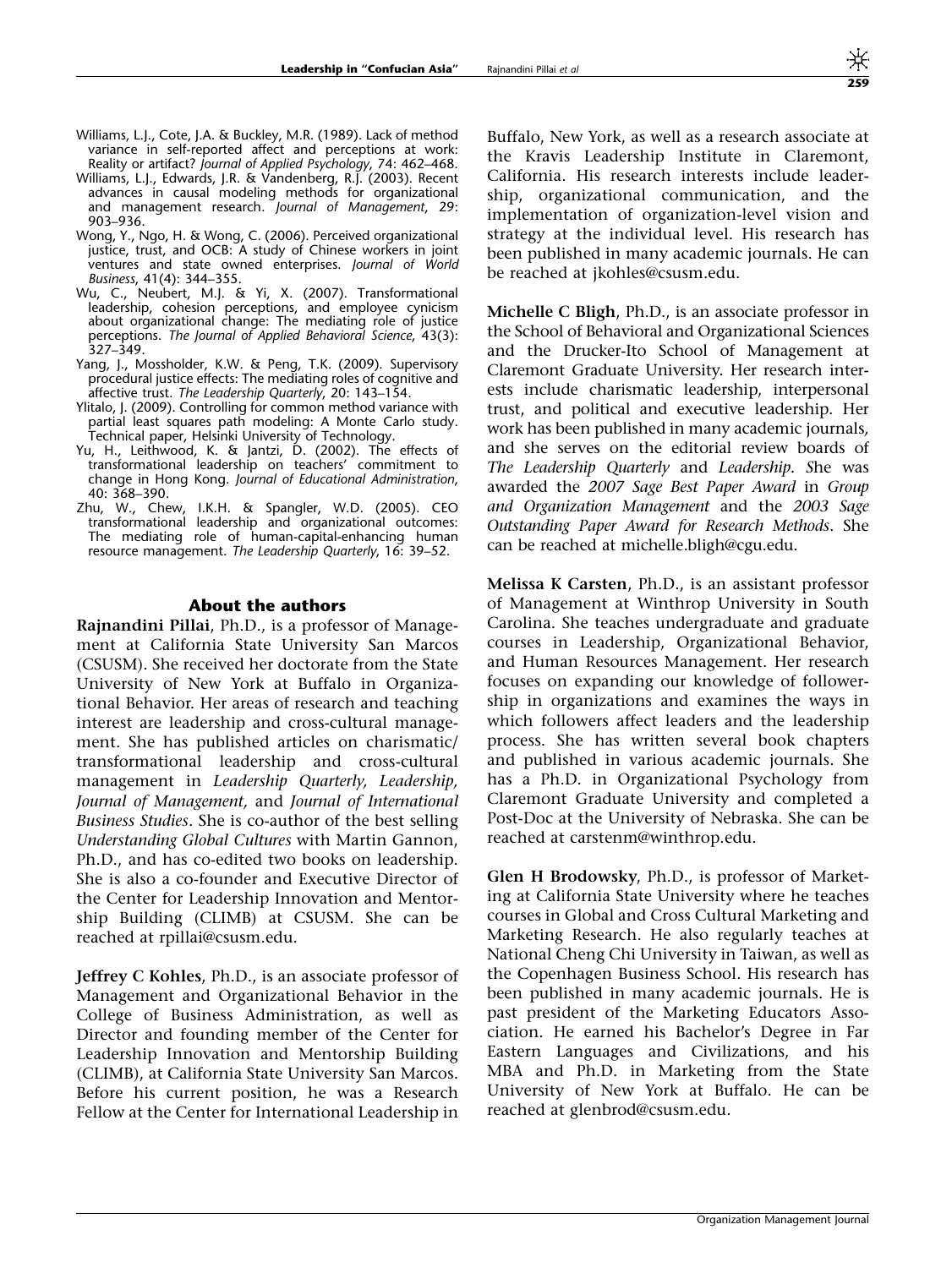Williams, L.J., Cote, J.A. & Buckley, M.R. (1989). Lack of method variance in self-reported affect and perceptions at work: Reality or artifact? *Journal of Applied Psychology*, 74: 462–468.

Williams, L.J., Edwards, J.R. & Vandenberg, R.J. (2003). Recent advances in causal modeling methods for organizational and management research. *Journal of Management*, 29: 903–936.

Wong, Y., Ngo, H. & Wong, C. (2006). Perceived organizational justice, trust, and OCB: A study of Chinese workers in joint ventures and state owned enterprises. *Journal of World Business*, 41(4): 344–355.

Wu, C., Neubert, M.J. & Yi, X. (2007). Transformational leadership, cohesion perceptions, and employee cynicism about organizational change: The mediating role of justice perceptions. *The Journal of Applied Behavioral Science*, 43(3): 327–349.

Yang, J., Mossholder, K.W. & Peng, T.K. (2009). Supervisory procedural justice effects: The mediating roles of cognitive and affective trust. *The Leadership Quarterly*, 20: 143–154.

Ylitalo, J. (2009). Controlling for common method variance with partial least squares path modeling: A Monte Carlo study. Technical paper, Helsinki University of Technology.

Yu, H., Leithwood, K. & Jantzi, D. (2002). The effects of transformational leadership on teachers' commitment to change in Hong Kong. *Journal of Educational Administration*, 40: 368–390.

Zhu, W., Chew, I.K.H. & Spangler, W.D. (2005). CEO transformational leadership and organizational outcomes: The mediating role of human-capital-enhancing human resource management. *The Leadership Quarterly*, 16: 39–52.

## About the authors

**Rajnandini Pillai**, Ph.D., is a professor of Management at California State University San Marcos (CSUSM). She received her doctorate from the State University of New York at Buffalo in Organizational Behavior. Her areas of research and teaching interest are leadership and cross-cultural management. She has published articles on charismatic/transformational leadership and cross-cultural management in *Leadership Quarterly, Leadership, Journal of Management,* and *Journal of International Business Studies*. She is co-author of the best selling *Understanding Global Cultures* with Martin Gannon, Ph.D., and has co-edited two books on leadership. She is also a co-founder and Executive Director of the Center for Leadership Innovation and Mentorship Building (CLIMB) at CSUSM. She can be reached at rpillai@csusm.edu.

**Jeffrey C Kohles**, Ph.D., is an associate professor of Management and Organizational Behavior in the College of Business Administration, as well as Director and founding member of the Center for Leadership Innovation and Mentorship Building (CLIMB), at California State University San Marcos. Before his current position, he was a Research Fellow at the Center for International Leadership in Buffalo, New York, as well as a research associate at the Kravis Leadership Institute in Claremont, California. His research interests include leadership, organizational communication, and the implementation of organization-level vision and strategy at the individual level. His research has been published in many academic journals. He can be reached at jkohles@csusm.edu.

**Michelle C Bligh**, Ph.D., is an associate professor in the School of Behavioral and Organizational Sciences and the Drucker-Ito School of Management at Claremont Graduate University. Her research interests include charismatic leadership, interpersonal trust, and political and executive leadership. Her work has been published in many academic journals, and she serves on the editorial review boards of *The Leadership Quarterly* and *Leadership*. She was awarded the *2007 Sage Best Paper Award* in *Group and Organization Management* and the *2003 Sage Outstanding Paper Award for Research Methods*. She can be reached at michelle.bligh@cgu.edu.

**Melissa K Carsten**, Ph.D., is an assistant professor of Management at Winthrop University in South Carolina. She teaches undergraduate and graduate courses in Leadership, Organizational Behavior, and Human Resources Management. Her research focuses on expanding our knowledge of followership in organizations and examines the ways in which followers affect leaders and the leadership process. She has written several book chapters and published in various academic journals. She has a Ph.D. in Organizational Psychology from Claremont Graduate University and completed a Post-Doc at the University of Nebraska. She can be reached at carstenm@winthrop.edu.

**Glen H Brodowsky**, Ph.D., is professor of Marketing at California State University where he teaches courses in Global and Cross Cultural Marketing and Marketing Research. He also regularly teaches at National Cheng Chi University in Taiwan, as well as the Copenhagen Business School. His research has been published in many academic journals. He is past president of the Marketing Educators Association. He earned his Bachelor's Degree in Far Eastern Languages and Civilizations, and his MBA and Ph.D. in Marketing from the State University of New York at Buffalo. He can be reached at glenbrod@csusm.edu.